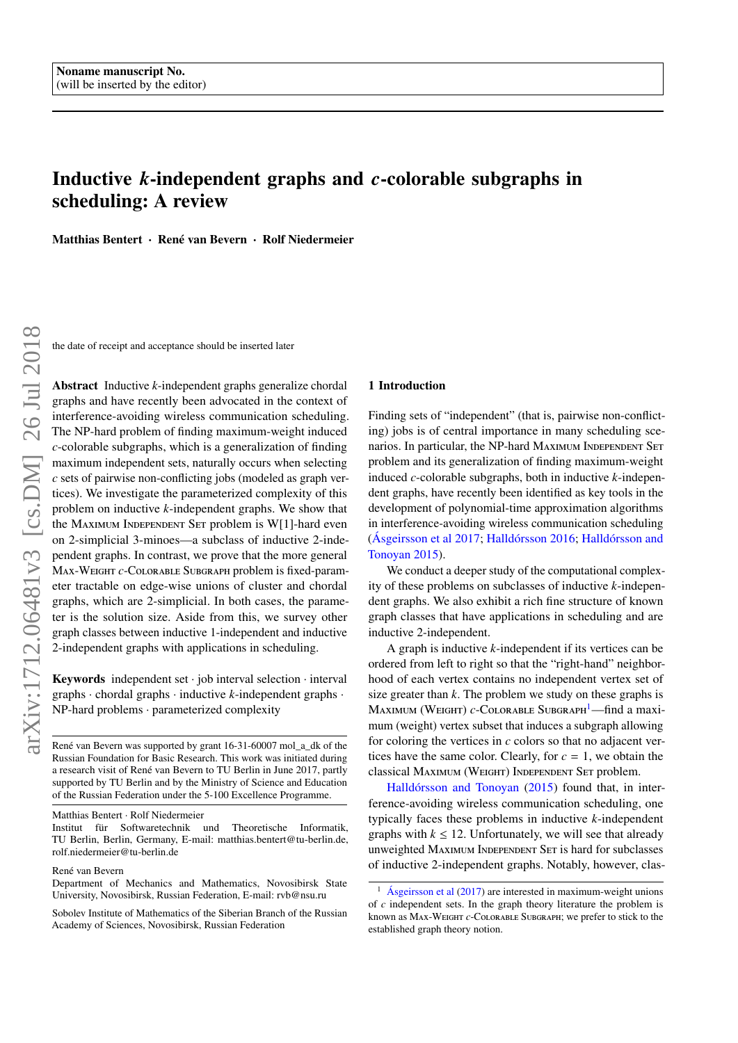Noname manuscript No.
(will be inserted by the editor)

# Inductive $k$-independent graphs and $c$-colorable subgraphs in scheduling: A review

**Matthias Bentert · René van Bevern · Rolf Niedermeier**

the date of receipt and acceptance should be inserted later

**Abstract** Inductive $k$-independent graphs generalize chordal graphs and have recently been advocated in the context of interference-avoiding wireless communication scheduling. The NP-hard problem of finding maximum-weight induced $c$-colorable subgraphs, which is a generalization of finding maximum independent sets, naturally occurs when selecting $c$ sets of pairwise non-conflicting jobs (modeled as graph vertices). We investigate the parameterized complexity of this problem on inductive $k$-independent graphs. We show that the Maximum Independent Set problem is W[1]-hard even on 2-simplicial 3-minoes—a subclass of inductive 2-independent graphs. In contrast, we prove that the more general Max-Weight $c$-Colorable Subgraph problem is fixed-parameter tractable on edge-wise unions of cluster and chordal graphs, which are 2-simplicial. In both cases, the parameter is the solution size. Aside from this, we survey other graph classes between inductive 1-independent and inductive 2-independent graphs with applications in scheduling.

**Keywords** independent set · job interval selection · interval graphs · chordal graphs · inductive $k$-independent graphs · NP-hard problems · parameterized complexity

René van Bevern was supported by grant 16-31-60007 mol_a_dk of the Russian Foundation for Basic Research. This work was initiated during a research visit of René van Bevern to TU Berlin in June 2017, partly supported by TU Berlin and by the Ministry of Science and Education of the Russian Federation under the 5-100 Excellence Programme.

Matthias Bentert · Rolf Niedermeier
Institut für Softwaretechnik und Theoretische Informatik, TU Berlin, Berlin, Germany, E-mail: matthias.bentert@tu-berlin.de, rolf.niedermeier@tu-berlin.de

René van Bevern
Department of Mechanics and Mathematics, Novosibirsk State University, Novosibirsk, Russian Federation, E-mail: rvb@nsu.ru

Sobolev Institute of Mathematics of the Siberian Branch of the Russian Academy of Sciences, Novosibirsk, Russian Federation

## 1 Introduction

Finding sets of "independent" (that is, pairwise non-conflicting) jobs is of central importance in many scheduling scenarios. In particular, the NP-hard Maximum Independent Set problem and its generalization of finding maximum-weight induced $c$-colorable subgraphs, both in inductive $k$-independent graphs, have recently been identified as key tools in the development of polynomial-time approximation algorithms in interference-avoiding wireless communication scheduling (Ásgeirsson et al 2017; Halldórsson 2016; Halldórsson and Tonoyan 2015).

We conduct a deeper study of the computational complexity of these problems on subclasses of inductive $k$-independent graphs. We also exhibit a rich fine structure of known graph classes that have applications in scheduling and are inductive 2-independent.

A graph is inductive $k$-independent if its vertices can be ordered from left to right so that the "right-hand" neighborhood of each vertex contains no independent vertex set of size greater than $k$. The problem we study on these graphs is Maximum (Weight) $c$-Colorable Subgraph[1]—find a maximum (weight) vertex subset that induces a subgraph allowing for coloring the vertices in $c$ colors so that no adjacent vertices have the same color. Clearly, for $c = 1$, we obtain the classical Maximum (Weight) Independent Set problem.

Halldórsson and Tonoyan (2015) found that, in interference-avoiding wireless communication scheduling, one typically faces these problems in inductive $k$-independent graphs with $k \leq 12$. Unfortunately, we will see that already unweighted Maximum Independent Set is hard for subclasses of inductive 2-independent graphs. Notably, however, clas-

[1] Ásgeirsson et al (2017) are interested in maximum-weight unions of $c$ independent sets. In the graph theory literature the problem is known as Max-Weight $c$-Colorable Subgraph; we prefer to stick to the established graph theory notion.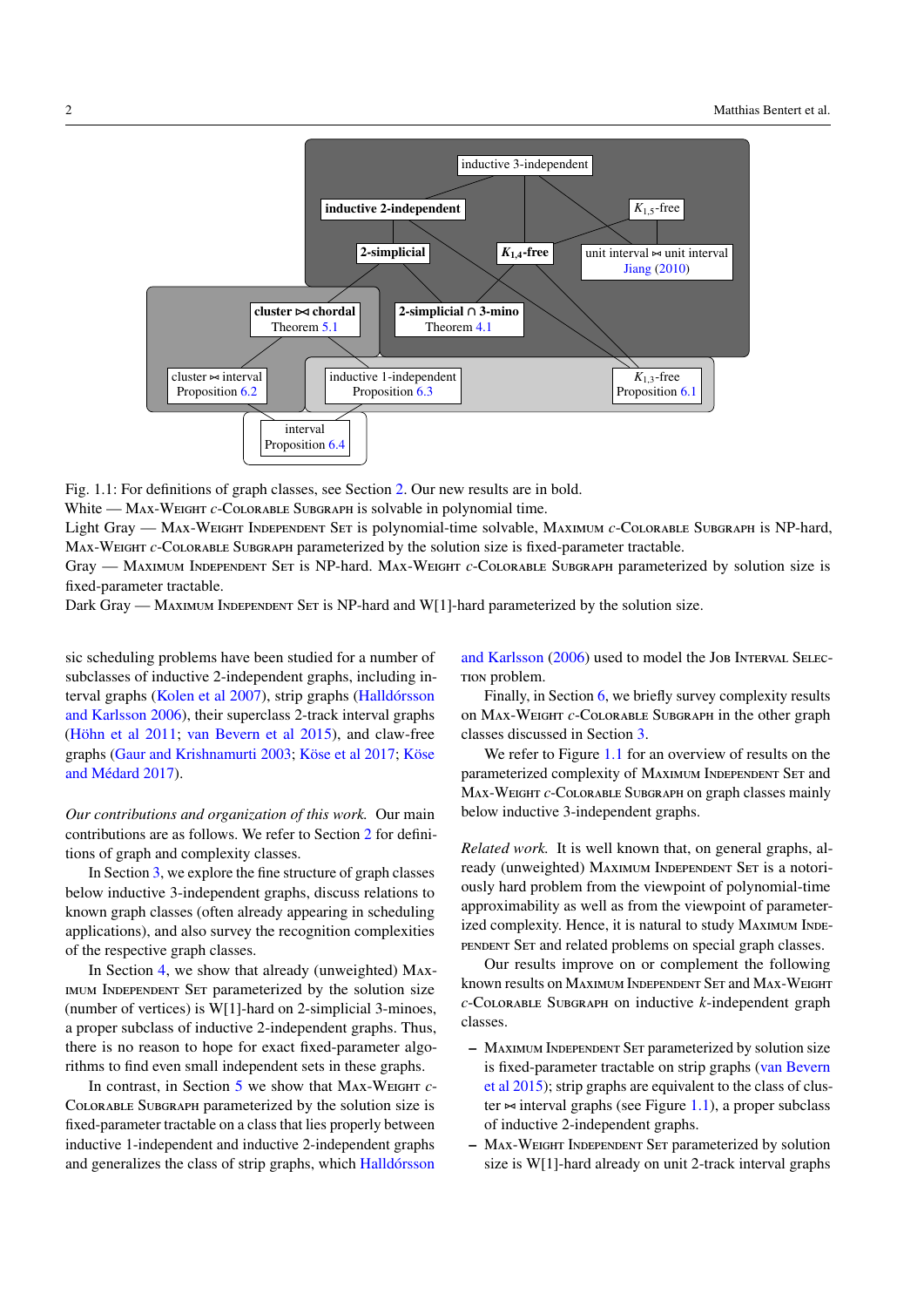Fig. 1.1: For definitions of graph classes, see Section 2. Our new results are in bold.
White — Max-Weight $c$-Colorable Subgraph is solvable in polynomial time.
Light Gray — Max-Weight Independent Set is polynomial-time solvable, Maximum $c$-Colorable Subgraph is NP-hard, Max-Weight $c$-Colorable Subgraph parameterized by the solution size is fixed-parameter tractable.
Gray — Maximum Independent Set is NP-hard. Max-Weight $c$-Colorable Subgraph parameterized by solution size is fixed-parameter tractable.
Dark Gray — Maximum Independent Set is NP-hard and W[1]-hard parameterized by the solution size.

sic scheduling problems have been studied for a number of subclasses of inductive 2-independent graphs, including interval graphs (Kolen et al 2007), strip graphs (Halldórsson and Karlsson 2006), their superclass 2-track interval graphs (Höhn et al 2011; van Bevern et al 2015), and claw-free graphs (Gaur and Krishnamurti 2003; Köse et al 2017; Köse and Médard 2017).

*Our contributions and organization of this work.* Our main contributions are as follows. We refer to Section 2 for definitions of graph and complexity classes.

In Section 3, we explore the fine structure of graph classes below inductive 3-independent graphs, discuss relations to known graph classes (often already appearing in scheduling applications), and also survey the recognition complexities of the respective graph classes.

In Section 4, we show that already (unweighted) Maximum Independent Set parameterized by the solution size (number of vertices) is W[1]-hard on 2-simplicial 3-minoes, a proper subclass of inductive 2-independent graphs. Thus, there is no reason to hope for exact fixed-parameter algorithms to find even small independent sets in these graphs.

In contrast, in Section 5 we show that Max-Weight $c$-Colorable Subgraph parameterized by the solution size is fixed-parameter tractable on a class that lies properly between inductive 1-independent and inductive 2-independent graphs and generalizes the class of strip graphs, which Halldórsson and Karlsson (2006) used to model the Job Interval Selection problem.

Finally, in Section 6, we briefly survey complexity results on Max-Weight $c$-Colorable Subgraph in the other graph classes discussed in Section 3.

We refer to Figure 1.1 for an overview of results on the parameterized complexity of Maximum Independent Set and Max-Weight $c$-Colorable Subgraph on graph classes mainly below inductive 3-independent graphs.

*Related work.* It is well known that, on general graphs, already (unweighted) Maximum Independent Set is a notoriously hard problem from the viewpoint of polynomial-time approximability as well as from the viewpoint of parameterized complexity. Hence, it is natural to study Maximum Independent Set and related problems on special graph classes.

Our results improve on or complement the following known results on Maximum Independent Set and Max-Weight $c$-Colorable Subgraph on inductive $k$-independent graph classes.

- Maximum Independent Set parameterized by solution size is fixed-parameter tractable on strip graphs (van Bevern et al 2015); strip graphs are equivalent to the class of cluster ⋈ interval graphs (see Figure 1.1), a proper subclass of inductive 2-independent graphs.
- Max-Weight Independent Set parameterized by solution size is W[1]-hard already on unit 2-track interval graphs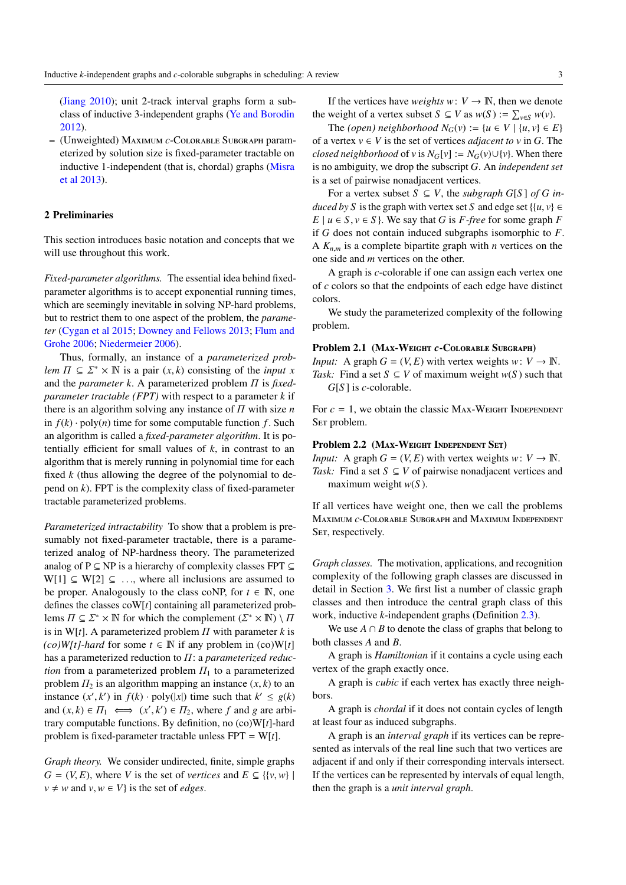(Jiang 2010); unit 2-track interval graphs form a subclass of inductive 3-independent graphs (Ye and Borodin 2012).

- (Unweighted) Maximum $c$-Colorable Subgraph parameterized by solution size is fixed-parameter tractable on inductive 1-independent (that is, chordal) graphs (Misra et al 2013).

## 2 Preliminaries

This section introduces basic notation and concepts that we will use throughout this work.

*Fixed-parameter algorithms.* The essential idea behind fixed-parameter algorithms is to accept exponential running times, which are seemingly inevitable in solving NP-hard problems, but to restrict them to one aspect of the problem, the *parameter* (Cygan et al 2015; Downey and Fellows 2013; Flum and Grohe 2006; Niedermeier 2006).

Thus, formally, an instance of a *parameterized problem* $\Pi \subseteq \Sigma^* \times \mathbb{N}$ is a pair $(x, k)$ consisting of the *input* $x$ and the *parameter* $k$. A parameterized problem $\Pi$ is *fixed-parameter tractable (FPT)* with respect to a parameter $k$ if there is an algorithm solving any instance of $\Pi$ with size $n$ in $f(k) \cdot \text{poly}(n)$ time for some computable function $f$. Such an algorithm is called a *fixed-parameter algorithm*. It is potentially efficient for small values of $k$, in contrast to an algorithm that is merely running in polynomial time for each fixed $k$ (thus allowing the degree of the polynomial to depend on $k$). FPT is the complexity class of fixed-parameter tractable parameterized problems.

*Parameterized intractability* To show that a problem is presumably not fixed-parameter tractable, there is a parameterized analog of NP-hardness theory. The parameterized analog of P $\subseteq$ NP is a hierarchy of complexity classes FPT $\subseteq$ W[1] $\subseteq$ W[2] $\subseteq$ ..., where all inclusions are assumed to be proper. Analogously to the class coNP, for $t \in \mathbb{N}$, one defines the classes coW[$t$] containing all parameterized problems $\Pi \subseteq \Sigma^* \times \mathbb{N}$ for which the complement $(\Sigma^* \times \mathbb{N}) \setminus \Pi$ is in W[$t$]. A parameterized problem $\Pi$ with parameter $k$ is *(co)W[t]-hard* for some $t \in \mathbb{N}$ if any problem in (co)W[$t$] has a parameterized reduction to $\Pi$: a *parameterized reduction* from a parameterized problem $\Pi_1$ to a parameterized problem $\Pi_2$ is an algorithm mapping an instance $(x, k)$ to an instance $(x', k')$ in $f(k) \cdot \text{poly}(|x|)$ time such that $k' \leq g(k)$ and $(x, k) \in \Pi_1 \iff (x', k') \in \Pi_2$, where $f$ and $g$ are arbitrary computable functions. By definition, no (co)W[$t$]-hard problem is fixed-parameter tractable unless FPT = W[$t$].

*Graph theory.* We consider undirected, finite, simple graphs $G = (V, E)$, where $V$ is the set of *vertices* and $E \subseteq \{\{v, w\} \mid v \neq w \text{ and } v, w \in V\}$ is the set of *edges*.

If the vertices have *weights* $w\colon V \to \mathbb{N}$, then we denote the weight of a vertex subset $S \subseteq V$ as $w(S) := \sum_{v \in S} w(v)$.

The *(open) neighborhood* $N_G(v) := \{u \in V \mid \{u, v\} \in E\}$ of a vertex $v \in V$ is the set of vertices *adjacent to* $v$ in $G$. The *closed neighborhood* of $v$ is $N_G[v] := N_G(v) \cup \{v\}$. When there is no ambiguity, we drop the subscript $G$. An *independent set* is a set of pairwise nonadjacent vertices.

For a vertex subset $S \subseteq V$, the *subgraph $G[S]$ of $G$ induced by $S$* is the graph with vertex set $S$ and edge set $\{\{u, v\} \in E \mid u \in S, v \in S\}$. We say that $G$ is *$F$-free* for some graph $F$ if $G$ does not contain induced subgraphs isomorphic to $F$. A $K_{n,m}$ is a complete bipartite graph with $n$ vertices on the one side and $m$ vertices on the other.

A graph is *$c$-colorable* if one can assign each vertex one of $c$ colors so that the endpoints of each edge have distinct colors.

We study the parameterized complexity of the following problem.

**Problem 2.1 (Max-Weight $c$-Colorable Subgraph)**
*Input:* A graph $G = (V, E)$ with vertex weights $w\colon V \to \mathbb{N}$.
*Task:* Find a set $S \subseteq V$ of maximum weight $w(S)$ such that $G[S]$ is $c$-colorable.

For $c = 1$, we obtain the classic Max-Weight Independent Set problem.

**Problem 2.2 (Max-Weight Independent Set)**
*Input:* A graph $G = (V, E)$ with vertex weights $w\colon V \to \mathbb{N}$.
*Task:* Find a set $S \subseteq V$ of pairwise nonadjacent vertices and maximum weight $w(S)$.

If all vertices have weight one, then we call the problems Maximum $c$-Colorable Subgraph and Maximum Independent Set, respectively.

*Graph classes.* The motivation, applications, and recognition complexity of the following graph classes are discussed in detail in Section 3. We first list a number of classic graph classes and then introduce the central graph class of this work, inductive $k$-independent graphs (Definition 2.3).

We use $A \cap B$ to denote the class of graphs that belong to both classes $A$ and $B$.

A graph is *Hamiltonian* if it contains a cycle using each vertex of the graph exactly once.

A graph is *cubic* if each vertex has exactly three neighbors.

A graph is *chordal* if it does not contain cycles of length at least four as induced subgraphs.

A graph is an *interval graph* if its vertices can be represented as intervals of the real line such that two vertices are adjacent if and only if their corresponding intervals intersect. If the vertices can be represented by intervals of equal length, then the graph is a *unit interval graph*.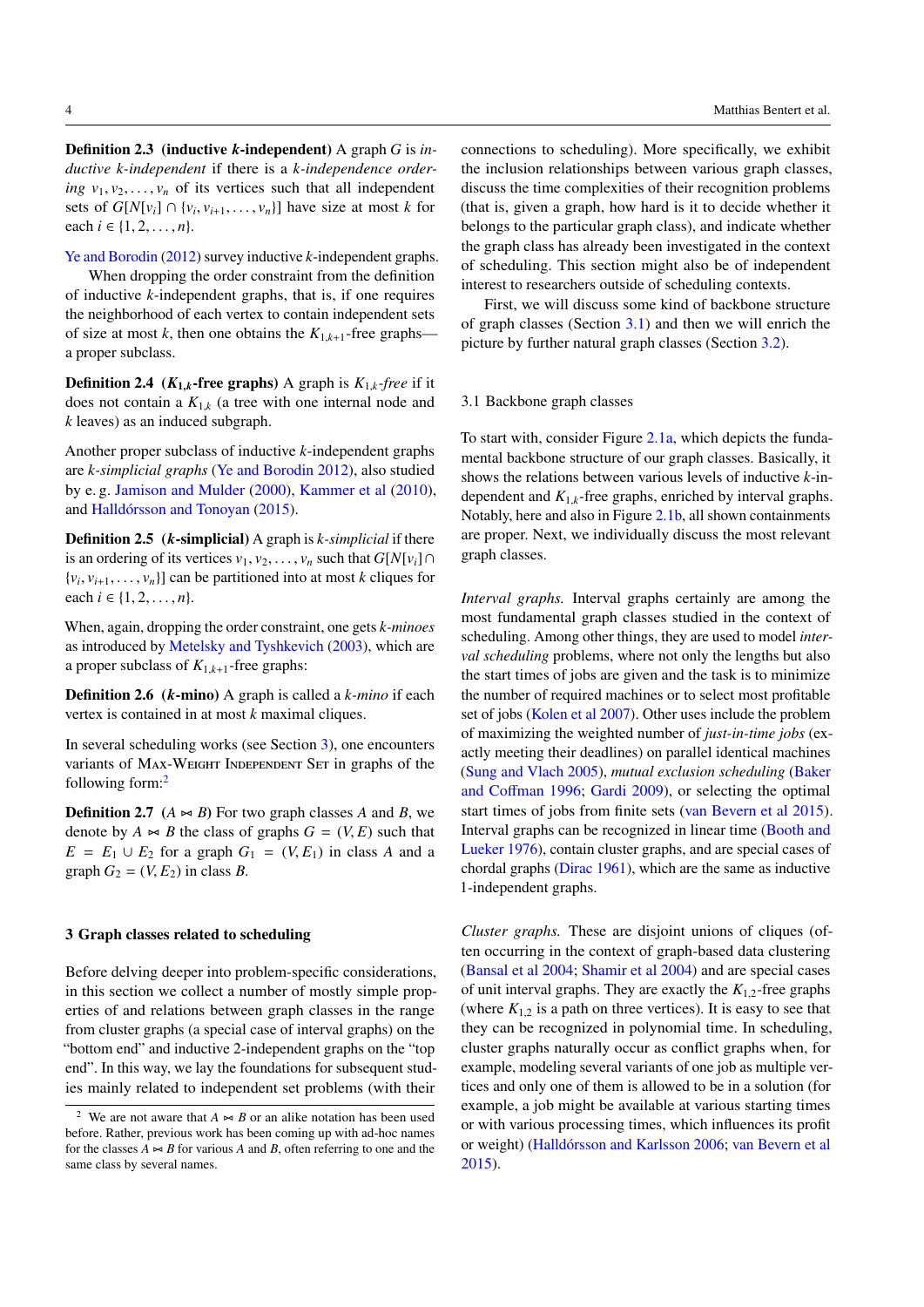**Definition 2.3 (inductive $k$-independent)** A graph $G$ is *inductive $k$-independent* if there is a *$k$-independence ordering* $v_1, v_2, \ldots, v_n$ of its vertices such that all independent sets of $G[N[v_i] \cap \{v_i, v_{i+1}, \ldots, v_n\}]$ have size at most $k$ for each $i \in \{1, 2, \ldots, n\}$.

Ye and Borodin (2012) survey inductive $k$-independent graphs.

When dropping the order constraint from the definition of inductive $k$-independent graphs, that is, if one requires the neighborhood of each vertex to contain independent sets of size at most $k$, then one obtains the $K_{1,k+1}$-free graphs—a proper subclass.

**Definition 2.4 ($K_{1,k}$-free graphs)** A graph is *$K_{1,k}$-free* if it does not contain a $K_{1,k}$ (a tree with one internal node and $k$ leaves) as an induced subgraph.

Another proper subclass of inductive $k$-independent graphs are *$k$-simplicial graphs* (Ye and Borodin 2012), also studied by e. g. Jamison and Mulder (2000), Kammer et al (2010), and Halldórsson and Tonoyan (2015).

**Definition 2.5 ($k$-simplicial)** A graph is *$k$-simplicial* if there is an ordering of its vertices $v_1, v_2, \ldots, v_n$ such that $G[N[v_i] \cap \{v_i, v_{i+1}, \ldots, v_n\}]$ can be partitioned into at most $k$ cliques for each $i \in \{1, 2, \ldots, n\}$.

When, again, dropping the order constraint, one gets *$k$-minoes* as introduced by Metelsky and Tyshkevich (2003), which are a proper subclass of $K_{1,k+1}$-free graphs:

**Definition 2.6 ($k$-mino)** A graph is called a *$k$-mino* if each vertex is contained in at most $k$ maximal cliques.

In several scheduling works (see Section 3), one encounters variants of Max-Weight Independent Set in graphs of the following form:[2]

**Definition 2.7 ($A \bowtie B$)** For two graph classes $A$ and $B$, we denote by $A \bowtie B$ the class of graphs $G = (V, E)$ such that $E = E_1 \cup E_2$ for a graph $G_1 = (V, E_1)$ in class $A$ and a graph $G_2 = (V, E_2)$ in class $B$.

## 3 Graph classes related to scheduling

Before delving deeper into problem-specific considerations, in this section we collect a number of mostly simple properties of and relations between graph classes in the range from cluster graphs (a special case of interval graphs) on the "bottom end" and inductive 2-independent graphs on the "top end". In this way, we lay the foundations for subsequent studies mainly related to independent set problems (with their connections to scheduling). More specifically, we exhibit the inclusion relationships between various graph classes, discuss the time complexities of their recognition problems (that is, given a graph, how hard is it to decide whether it belongs to the particular graph class), and indicate whether the graph class has already been investigated in the context of scheduling. This section might also be of independent interest to researchers outside of scheduling contexts.

First, we will discuss some kind of backbone structure of graph classes (Section 3.1) and then we will enrich the picture by further natural graph classes (Section 3.2).

### 3.1 Backbone graph classes

To start with, consider Figure 2.1a, which depicts the fundamental backbone structure of our graph classes. Basically, it shows the relations between various levels of inductive $k$-independent and $K_{1,k}$-free graphs, enriched by interval graphs. Notably, here and also in Figure 2.1b, all shown containments are proper. Next, we individually discuss the most relevant graph classes.

*Interval graphs.* Interval graphs certainly are among the most fundamental graph classes studied in the context of scheduling. Among other things, they are used to model *interval scheduling* problems, where not only the lengths but also the start times of jobs are given and the task is to minimize the number of required machines or to select most profitable set of jobs (Kolen et al 2007). Other uses include the problem of maximizing the weighted number of *just-in-time jobs* (exactly meeting their deadlines) on parallel identical machines (Sung and Vlach 2005), *mutual exclusion scheduling* (Baker and Coffman 1996; Gardi 2009), or selecting the optimal start times of jobs from finite sets (van Bevern et al 2015). Interval graphs can be recognized in linear time (Booth and Lueker 1976), contain cluster graphs, and are special cases of chordal graphs (Dirac 1961), which are the same as inductive 1-independent graphs.

*Cluster graphs.* These are disjoint unions of cliques (often occurring in the context of graph-based data clustering (Bansal et al 2004; Shamir et al 2004) and are special cases of unit interval graphs. They are exactly the $K_{1,2}$-free graphs (where $K_{1,2}$ is a path on three vertices). It is easy to see that they can be recognized in polynomial time. In scheduling, cluster graphs naturally occur as conflict graphs when, for example, modeling several variants of one job as multiple vertices and only one of them is allowed to be in a solution (for example, a job might be available at various starting times or with various processing times, which influences its profit or weight) (Halldórsson and Karlsson 2006; van Bevern et al 2015).

[2] We are not aware that $A \bowtie B$ or an alike notation has been used before. Rather, previous work has been coming up with ad-hoc names for the classes $A \bowtie B$ for various $A$ and $B$, often referring to one and the same class by several names.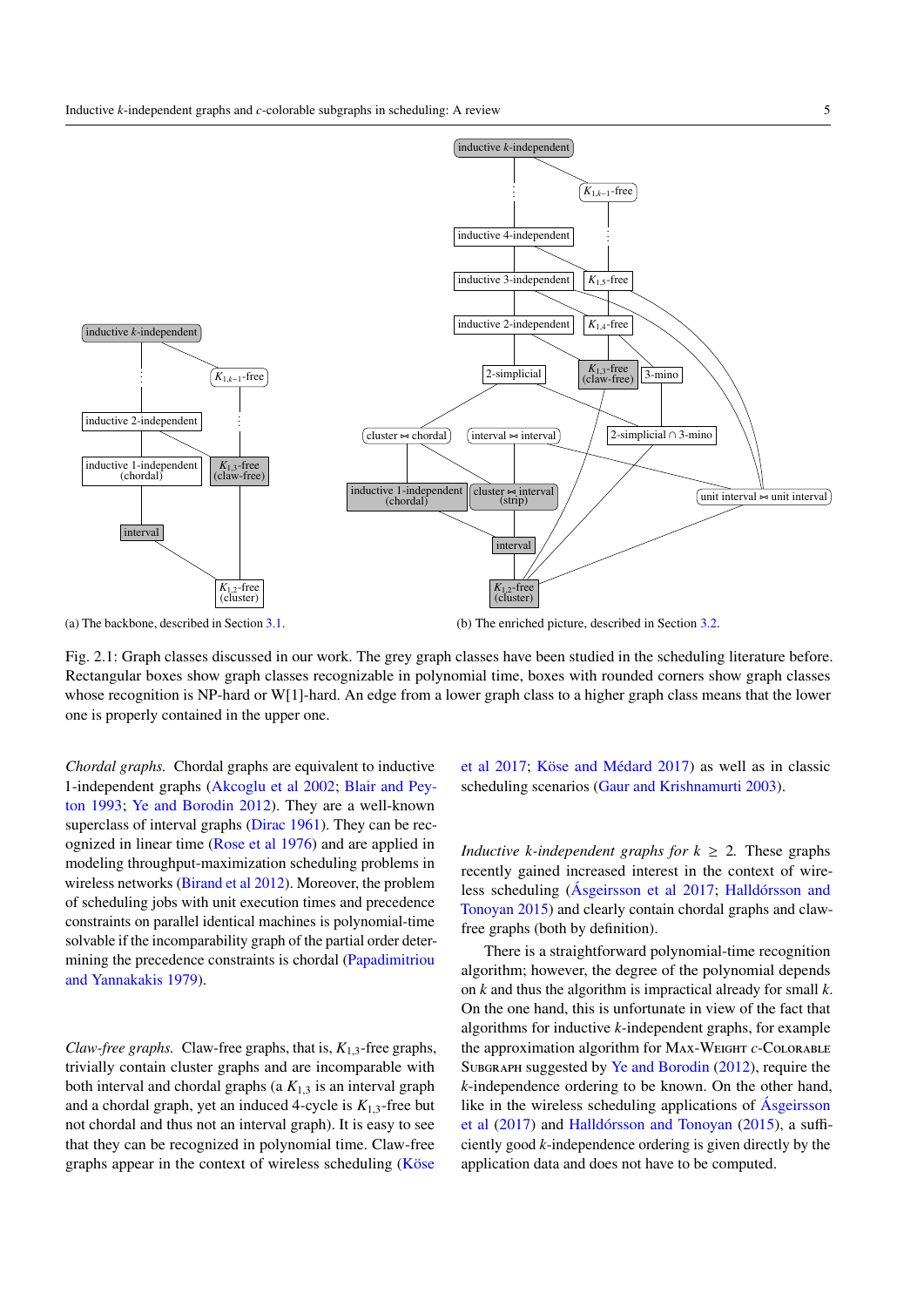(a) The backbone, described in Section 3.1.

(b) The enriched picture, described in Section 3.2.

Fig. 2.1: Graph classes discussed in our work. The grey graph classes have been studied in the scheduling literature before. Rectangular boxes show graph classes recognizable in polynomial time, boxes with rounded corners show graph classes whose recognition is NP-hard or W[1]-hard. An edge from a lower graph class to a higher graph class means that the lower one is properly contained in the upper one.

*Chordal graphs.* Chordal graphs are equivalent to inductive 1-independent graphs (Akcoglu et al 2002; Blair and Peyton 1993; Ye and Borodin 2012). They are a well-known superclass of interval graphs (Dirac 1961). They can be recognized in linear time (Rose et al 1976) and are applied in modeling throughput-maximization scheduling problems in wireless networks (Birand et al 2012). Moreover, the problem of scheduling jobs with unit execution times and precedence constraints on parallel identical machines is polynomial-time solvable if the incomparability graph of the partial order determining the precedence constraints is chordal (Papadimitriou and Yannakakis 1979).

*Claw-free graphs.* Claw-free graphs, that is, $K_{1,3}$-free graphs, trivially contain cluster graphs and are incomparable with both interval and chordal graphs (a $K_{1,3}$ is an interval graph and a chordal graph, yet an induced 4-cycle is $K_{1,3}$-free but not chordal and thus not an interval graph). It is easy to see that they can be recognized in polynomial time. Claw-free graphs appear in the context of wireless scheduling (Köse et al 2017; Köse and Médard 2017) as well as in classic scheduling scenarios (Gaur and Krishnamurti 2003).

*Inductive $k$-independent graphs for $k \geq 2$.* These graphs recently gained increased interest in the context of wireless scheduling (Ásgeirsson et al 2017; Halldórsson and Tonoyan 2015) and clearly contain chordal graphs and claw-free graphs (both by definition).

There is a straightforward polynomial-time recognition algorithm; however, the degree of the polynomial depends on $k$ and thus the algorithm is impractical already for small $k$. On the one hand, this is unfortunate in view of the fact that algorithms for inductive $k$-independent graphs, for example the approximation algorithm for Max-Weight $c$-Colorable Subgraph suggested by Ye and Borodin (2012), require the $k$-independence ordering to be known. On the other hand, like in the wireless scheduling applications of Ásgeirsson et al (2017) and Halldórsson and Tonoyan (2015), a sufficiently good $k$-independence ordering is given directly by the application data and does not have to be computed.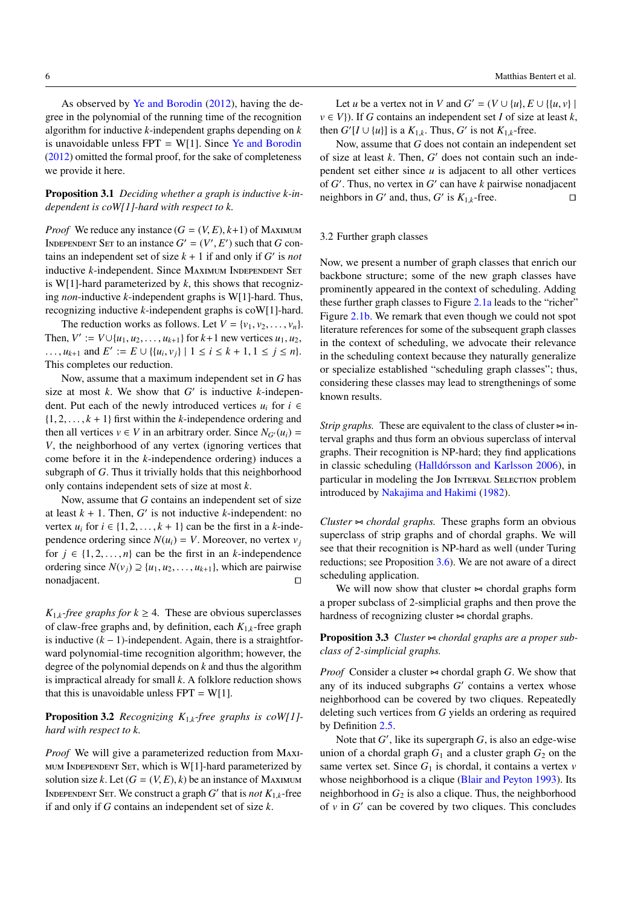As observed by Ye and Borodin (2012), having the degree in the polynomial of the running time of the recognition algorithm for inductive $k$-independent graphs depending on $k$ is unavoidable unless FPT = W[1]. Since Ye and Borodin (2012) omitted the formal proof, for the sake of completeness we provide it here.

**Proposition 3.1** *Deciding whether a graph is inductive $k$-independent is coW[1]-hard with respect to $k$.*

*Proof* We reduce any instance $(G = (V, E), k+1)$ of Maximum Independent Set to an instance $G' = (V', E')$ such that $G$ contains an independent set of size $k + 1$ if and only if $G'$ is *not* inductive $k$-independent. Since Maximum Independent Set is W[1]-hard parameterized by $k$, this shows that recognizing *non*-inductive $k$-independent graphs is W[1]-hard. Thus, recognizing inductive $k$-independent graphs is coW[1]-hard.

The reduction works as follows. Let $V = \{v_1, v_2, \dots, v_n\}$. Then, $V' := V \cup \{u_1, u_2, \dots, u_{k+1}\}$ for $k+1$ new vertices $u_1, u_2, \dots, u_{k+1}$ and $E' := E \cup \{\{u_i, v_j\} \mid 1 \leq i \leq k + 1, 1 \leq j \leq n\}$. This completes our reduction.

Now, assume that a maximum independent set in $G$ has size at most $k$. We show that $G'$ is inductive $k$-independent. Put each of the newly introduced vertices $u_i$ for $i \in \{1, 2, \dots, k + 1\}$ first within the $k$-independence ordering and then all vertices $v \in V$ in an arbitrary order. Since $N_{G'}(u_i) = V$, the neighborhood of any vertex (ignoring vertices that come before it in the $k$-independence ordering) induces a subgraph of $G$. Thus it trivially holds that this neighborhood only contains independent sets of size at most $k$.

Now, assume that $G$ contains an independent set of size at least $k + 1$. Then, $G'$ is not inductive $k$-independent: no vertex $u_i$ for $i \in \{1, 2, \dots, k + 1\}$ can be the first in a $k$-independence ordering since $N(u_i) = V$. Moreover, no vertex $v_j$ for $j \in \{1, 2, \dots, n\}$ can be the first in an $k$-independence ordering since $N(v_j) \supseteq \{u_1, u_2, \dots, u_{k+1}\}$, which are pairwise nonadjacent. □

*$K_{1,k}$-free graphs for $k \geq 4$.* These are obvious superclasses of claw-free graphs and, by definition, each $K_{1,k}$-free graph is inductive $(k - 1)$-independent. Again, there is a straightforward polynomial-time recognition algorithm; however, the degree of the polynomial depends on $k$ and thus the algorithm is impractical already for small $k$. A folklore reduction shows that this is unavoidable unless FPT = W[1].

**Proposition 3.2** *Recognizing $K_{1,k}$-free graphs is coW[1]-hard with respect to $k$.*

*Proof* We will give a parameterized reduction from Maximum Independent Set, which is W[1]-hard parameterized by solution size $k$. Let $(G = (V, E), k)$ be an instance of Maximum Independent Set. We construct a graph $G'$ that is *not* $K_{1,k}$-free if and only if $G$ contains an independent set of size $k$.

Let $u$ be a vertex not in $V$ and $G' = (V \cup \{u\}, E \cup \{\{u, v\} \mid v \in V\})$. If $G$ contains an independent set $I$ of size at least $k$, then $G'[I \cup \{u\}]$ is a $K_{1,k}$. Thus, $G'$ is not $K_{1,k}$-free.

Now, assume that $G$ does not contain an independent set of size at least $k$. Then, $G'$ does not contain such an independent set either since $u$ is adjacent to all other vertices of $G'$. Thus, no vertex in $G'$ can have $k$ pairwise nonadjacent neighbors in $G'$ and, thus, $G'$ is $K_{1,k}$-free. □

### 3.2 Further graph classes

Now, we present a number of graph classes that enrich our backbone structure; some of the new graph classes have prominently appeared in the context of scheduling. Adding these further graph classes to Figure 2.1a leads to the "richer" Figure 2.1b. We remark that even though we could not spot literature references for some of the subsequent graph classes in the context of scheduling, we advocate their relevance in the scheduling context because they naturally generalize or specialize established "scheduling graph classes"; thus, considering these classes may lead to strengthenings of some known results.

*Strip graphs.* These are equivalent to the class of cluster $\bowtie$ interval graphs and thus form an obvious superclass of interval graphs. Their recognition is NP-hard; they find applications in classic scheduling (Halldórsson and Karlsson 2006), in particular in modeling the Job Interval Selection problem introduced by Nakajima and Hakimi (1982).

*Cluster $\bowtie$ chordal graphs.* These graphs form an obvious superclass of strip graphs and of chordal graphs. We will see that their recognition is NP-hard as well (under Turing reductions; see Proposition 3.6). We are not aware of a direct scheduling application.

We will now show that cluster $\bowtie$ chordal graphs form a proper subclass of 2-simplicial graphs and then prove the hardness of recognizing cluster $\bowtie$ chordal graphs.

**Proposition 3.3** *Cluster $\bowtie$ chordal graphs are a proper subclass of 2-simplicial graphs.*

*Proof* Consider a cluster $\bowtie$ chordal graph $G$. We show that any of its induced subgraphs $G'$ contains a vertex whose neighborhood can be covered by two cliques. Repeatedly deleting such vertices from $G$ yields an ordering as required by Definition 2.5.

Note that $G'$, like its supergraph $G$, is also an edge-wise union of a chordal graph $G_1$ and a cluster graph $G_2$ on the same vertex set. Since $G_1$ is chordal, it contains a vertex $v$ whose neighborhood is a clique (Blair and Peyton 1993). Its neighborhood in $G_2$ is also a clique. Thus, the neighborhood of $v$ in $G'$ can be covered by two cliques. This concludes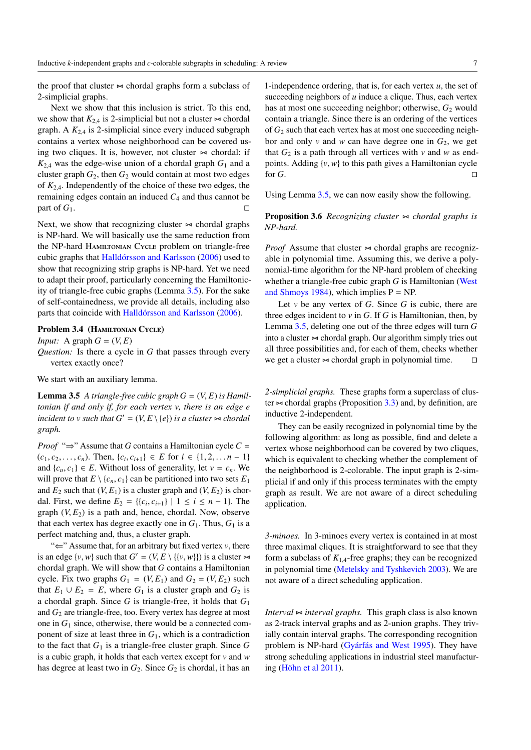the proof that cluster ⋈ chordal graphs form a subclass of 2-simplicial graphs.

Next we show that this inclusion is strict. To this end, we show that $K_{2,4}$ is 2-simplicial but not a cluster ⋈ chordal graph. A $K_{2,4}$ is 2-simplicial since every induced subgraph contains a vertex whose neighborhood can be covered using two cliques. It is, however, not cluster ⋈ chordal: if $K_{2,4}$ was the edge-wise union of a chordal graph $G_1$ and a cluster graph $G_2$, then $G_2$ would contain at most two edges of $K_{2,4}$. Independently of the choice of these two edges, the remaining edges contain an induced $C_4$ and thus cannot be part of $G_1$. □

Next, we show that recognizing cluster ⋈ chordal graphs is NP-hard. We will basically use the same reduction from the NP-hard Hamiltonian Cycle problem on triangle-free cubic graphs that Halldórsson and Karlsson (2006) used to show that recognizing strip graphs is NP-hard. Yet we need to adapt their proof, particularly concerning the Hamiltonicity of triangle-free cubic graphs (Lemma 3.5). For the sake of self-containedness, we provide all details, including also parts that coincide with Halldórsson and Karlsson (2006).

**Problem 3.4** (Hamiltonian Cycle)
*Input:* A graph $G = (V, E)$
*Question:* Is there a cycle in $G$ that passes through every vertex exactly once?

We start with an auxiliary lemma.

**Lemma 3.5** *A triangle-free cubic graph $G = (V, E)$ is Hamiltonian if and only if, for each vertex $v$, there is an edge $e$ incident to $v$ such that $G' = (V, E \setminus \{e\})$ is a cluster ⋈ chordal graph.*

*Proof* "⇒" Assume that $G$ contains a Hamiltonian cycle $C = (c_1, c_2, \ldots, c_n)$. Then, $\{c_i, c_{i+1}\} \in E$ for $i \in \{1, 2, \ldots n-1\}$ and $\{c_n, c_1\} \in E$. Without loss of generality, let $v = c_n$. We will prove that $E \setminus \{c_n, c_1\}$ can be partitioned into two sets $E_1$ and $E_2$ such that $(V, E_1)$ is a cluster graph and $(V, E_2)$ is chordal. First, we define $E_2 = \{\{c_i, c_{i+1}\} \mid 1 \leq i \leq n-1\}$. The graph $(V, E_2)$ is a path and, hence, chordal. Now, observe that each vertex has degree exactly one in $G_1$. Thus, $G_1$ is a perfect matching and, thus, a cluster graph.

"⇐" Assume that, for an arbitrary but fixed vertex $v$, there is an edge $\{v, w\}$ such that $G' = (V, E \setminus \{\{v, w\}\})$ is a cluster ⋈ chordal graph. We will show that $G$ contains a Hamiltonian cycle. Fix two graphs $G_1 = (V, E_1)$ and $G_2 = (V, E_2)$ such that $E_1 \cup E_2 = E$, where $G_1$ is a cluster graph and $G_2$ is a chordal graph. Since $G$ is triangle-free, it holds that $G_1$ and $G_2$ are triangle-free, too. Every vertex has degree at most one in $G_1$ since, otherwise, there would be a connected component of size at least three in $G_1$, which is a contradiction to the fact that $G_1$ is a triangle-free cluster graph. Since $G$ is a cubic graph, it holds that each vertex except for $v$ and $w$ has degree at least two in $G_2$. Since $G_2$ is chordal, it has an 1-independence ordering, that is, for each vertex $u$, the set of succeeding neighbors of $u$ induce a clique. Thus, each vertex has at most one succeeding neighbor; otherwise, $G_2$ would contain a triangle. Since there is an ordering of the vertices of $G_2$ such that each vertex has at most one succeeding neighbor and only $v$ and $w$ can have degree one in $G_2$, we get that $G_2$ is a path through all vertices with $v$ and $w$ as endpoints. Adding $\{v, w\}$ to this path gives a Hamiltonian cycle for $G$. □

Using Lemma 3.5, we can now easily show the following.

**Proposition 3.6** *Recognizing cluster ⋈ chordal graphs is NP-hard.*

*Proof* Assume that cluster ⋈ chordal graphs are recognizable in polynomial time. Assuming this, we derive a polynomial-time algorithm for the NP-hard problem of checking whether a triangle-free cubic graph $G$ is Hamiltonian (West and Shmoys 1984), which implies P = NP.

Let $v$ be any vertex of $G$. Since $G$ is cubic, there are three edges incident to $v$ in $G$. If $G$ is Hamiltonian, then, by Lemma 3.5, deleting one out of the three edges will turn $G$ into a cluster ⋈ chordal graph. Our algorithm simply tries out all three possibilities and, for each of them, checks whether we get a cluster ⋈ chordal graph in polynomial time. □

*2-simplicial graphs.* These graphs form a superclass of cluster ⋈ chordal graphs (Proposition 3.3) and, by definition, are inductive 2-independent.

They can be easily recognized in polynomial time by the following algorithm: as long as possible, find and delete a vertex whose neighborhood can be covered by two cliques, which is equivalent to checking whether the complement of the neighborhood is 2-colorable. The input graph is 2-simplicial if and only if this process terminates with the empty graph as result. We are not aware of a direct scheduling application.

*3-minoes.* In 3-minoes every vertex is contained in at most three maximal cliques. It is straightforward to see that they form a subclass of $K_{1,4}$-free graphs; they can be recognized in polynomial time (Metelsky and Tyshkevich 2003). We are not aware of a direct scheduling application.

*Interval ⋈ interval graphs.* This graph class is also known as 2-track interval graphs and as 2-union graphs. They trivially contain interval graphs. The corresponding recognition problem is NP-hard (Gyárfás and West 1995). They have strong scheduling applications in industrial steel manufacturing (Höhn et al 2011).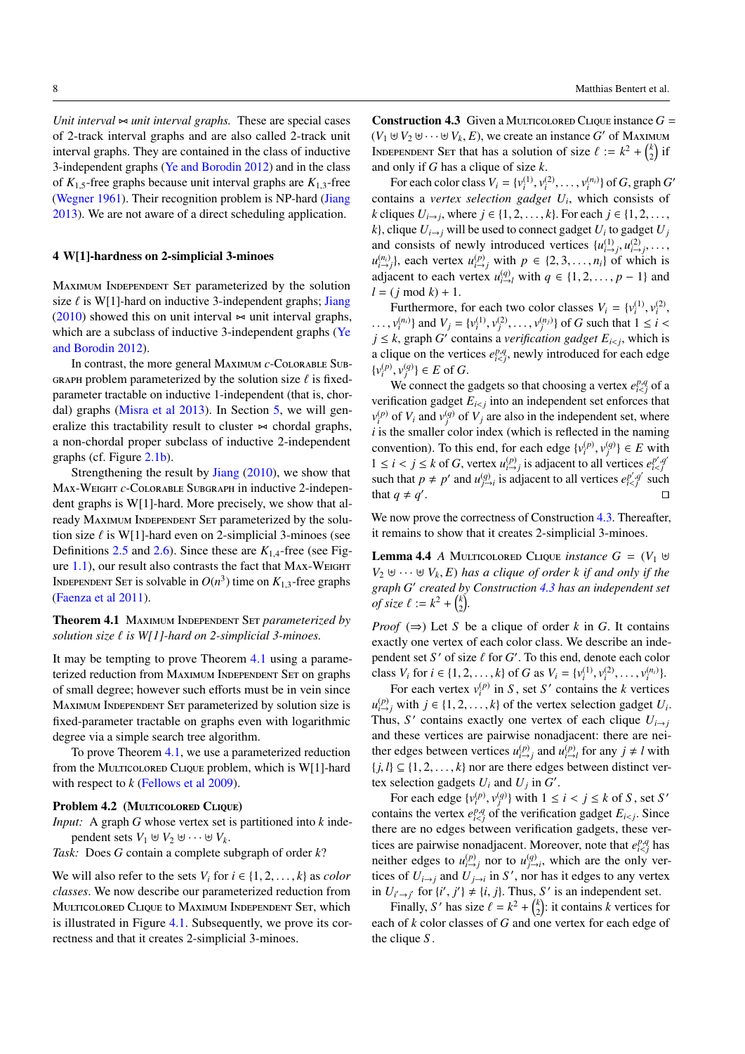*Unit interval ⋈ unit interval graphs.* These are special cases of 2-track interval graphs and are also called 2-track unit interval graphs. They are contained in the class of inductive 3-independent graphs (Ye and Borodin 2012) and in the class of $K_{1,5}$-free graphs because unit interval graphs are $K_{1,3}$-free (Wegner 1961). Their recognition problem is NP-hard (Jiang 2013). We are not aware of a direct scheduling application.

## 4 W[1]-hardness on 2-simplicial 3-minoes

Maximum Independent Set parameterized by the solution size $\ell$ is W[1]-hard on inductive 3-independent graphs; Jiang (2010) showed this on unit interval ⋈ unit interval graphs, which are a subclass of inductive 3-independent graphs (Ye and Borodin 2012).

In contrast, the more general Maximum $c$-Colorable Subgraph problem parameterized by the solution size $\ell$ is fixed-parameter tractable on inductive 1-independent (that is, chordal) graphs (Misra et al 2013). In Section 5, we will generalize this tractability result to cluster ⋈ chordal graphs, a non-chordal proper subclass of inductive 2-independent graphs (cf. Figure 2.1b).

Strengthening the result by Jiang (2010), we show that Max-Weight $c$-Colorable Subgraph in inductive 2-independent graphs is W[1]-hard. More precisely, we show that already Maximum Independent Set parameterized by the solution size $\ell$ is W[1]-hard even on 2-simplicial 3-minoes (see Definitions 2.5 and 2.6). Since these are $K_{1,4}$-free (see Figure 1.1), our result also contrasts the fact that Max-Weight Independent Set is solvable in $O(n^3)$ time on $K_{1,3}$-free graphs (Faenza et al 2011).

**Theorem 4.1** Maximum Independent Set *parameterized by solution size $\ell$ is W[1]-hard on 2-simplicial 3-minoes.*

It may be tempting to prove Theorem 4.1 using a parameterized reduction from Maximum Independent Set on graphs of small degree; however such efforts must be in vein since Maximum Independent Set parameterized by solution size is fixed-parameter tractable on graphs even with logarithmic degree via a simple search tree algorithm.

To prove Theorem 4.1, we use a parameterized reduction from the Multicolored Clique problem, which is W[1]-hard with respect to $k$ (Fellows et al 2009).

**Problem 4.2** (Multicolored Clique)
*Input:* A graph $G$ whose vertex set is partitioned into $k$ independent sets $V_1 \uplus V_2 \uplus \cdots \uplus V_k$.
*Task:* Does $G$ contain a complete subgraph of order $k$?

We will also refer to the sets $V_i$ for $i \in \{1, 2, \ldots, k\}$ as *color classes*. We now describe our parameterized reduction from Multicolored Clique to Maximum Independent Set, which is illustrated in Figure 4.1. Subsequently, we prove its correctness and that it creates 2-simplicial 3-minoes.

**Construction 4.3** Given a Multicolored Clique instance $G = (V_1 \uplus V_2 \uplus \cdots \uplus V_k, E)$, we create an instance $G'$ of Maximum Independent Set that has a solution of size $\ell := k^2 + \binom{k}{2}$ if and only if $G$ has a clique of size $k$.

For each color class $V_i = \{v_i^{(1)}, v_i^{(2)}, \ldots, v_i^{(n_i)}\}$ of $G$, graph $G'$ contains a *vertex selection gadget* $U_i$, which consists of $k$ cliques $U_{i\to j}$, where $j \in \{1, 2, \ldots, k\}$. For each $j \in \{1, 2, \ldots, k\}$, clique $U_{i\to j}$ will be used to connect gadget $U_i$ to gadget $U_j$ and consists of newly introduced vertices $\{u_{i\to j}^{(1)}, u_{i\to j}^{(2)}, \ldots, u_{i\to j}^{(n_i)}\}$, each vertex $u_{i\to j}^{(p)}$ with $p \in \{2, 3, \ldots, n_i\}$ of which is adjacent to each vertex $u_{i\to l}^{(q)}$ with $q \in \{1, 2, \ldots, p-1\}$ and $l = (j \bmod k) + 1$.

Furthermore, for each two color classes $V_i = \{v_i^{(1)}, v_i^{(2)}, \ldots, v_i^{(n_i)}\}$ and $V_j = \{v_j^{(1)}, v_j^{(2)}, \ldots, v_j^{(n_j)}\}$ of $G$ such that $1 \le i < j \le k$, graph $G'$ contains a *verification gadget* $E_{i<j}$, which is a clique on the vertices $e_{i<j}^{p,q}$, newly introduced for each edge $\{v_i^{(p)}, v_j^{(q)}\} \in E$ of $G$.

We connect the gadgets so that choosing a vertex $e_{i<j}^{p,q}$ of a verification gadget $E_{i<j}$ into an independent set enforces that $v_i^{(p)}$ of $V_i$ and $v_j^{(q)}$ of $V_j$ are also in the independent set, where $i$ is the smaller color index (which is reflected in the naming convention). To this end, for each edge $\{v_i^{(p)}, v_j^{(q)}\} \in E$ with $1 \le i < j \le k$ of $G$, vertex $u_{i\to j}^{(p)}$ is adjacent to all vertices $e_{i<j}^{p',q'}$ such that $p \neq p'$ and $u_{j\to i}^{(q)}$ is adjacent to all vertices $e_{i<j}^{p',q'}$ such that $q \neq q'$. □

We now prove the correctness of Construction 4.3. Thereafter, it remains to show that it creates 2-simplicial 3-minoes.

**Lemma 4.4** *A* Multicolored Clique *instance $G = (V_1 \uplus V_2 \uplus \cdots \uplus V_k, E)$ has a clique of order $k$ if and only if the graph $G'$ created by Construction 4.3 has an independent set of size $\ell := k^2 + \binom{k}{2}$.*

*Proof* (⇒) Let $S$ be a clique of order $k$ in $G$. It contains exactly one vertex of each color class. We describe an independent set $S'$ of size $\ell$ for $G'$. To this end, denote each color class $V_i$ for $i \in \{1, 2, \ldots, k\}$ of $G$ as $V_i = \{v_i^{(1)}, v_i^{(2)}, \ldots, v_i^{(n_i)}\}$.

For each vertex $v_i^{(p)}$ in $S$, set $S'$ contains the $k$ vertices $u_{i\to j}^{(p)}$ with $j \in \{1, 2, \ldots, k\}$ of the vertex selection gadget $U_i$. Thus, $S'$ contains exactly one vertex of each clique $U_{i\to j}$ and these vertices are pairwise nonadjacent: there are neither edges between vertices $u_{i\to j}^{(p)}$ and $u_{i\to l}^{(p)}$ for any $j \neq l$ with $\{j, l\} \subseteq \{1, 2, \ldots, k\}$ nor are there edges between distinct vertex selection gadgets $U_i$ and $U_j$ in $G'$.

For each edge $\{v_i^{(p)}, v_j^{(q)}\}$ with $1 \le i < j \le k$ of $S$, set $S'$ contains the vertex $e_{i<j}^{p,q}$ of the verification gadget $E_{i<j}$. Since there are no edges between verification gadgets, these vertices are pairwise nonadjacent. Moreover, note that $e_{i<j}^{p,q}$ has neither edges to $u_{i\to j}^{(p)}$ nor to $u_{j\to i}^{(q)}$, which are the only vertices of $U_{i\to j}$ and $U_{j\to i}$ in $S'$, nor has it edges to any vertex in $U_{i'\to j'}$ for $\{i', j'\} \neq \{i, j\}$. Thus, $S'$ is an independent set.

Finally, $S'$ has size $\ell = k^2 + \binom{k}{2}$: it contains $k$ vertices for each of $k$ color classes of $G$ and one vertex for each edge of the clique $S$.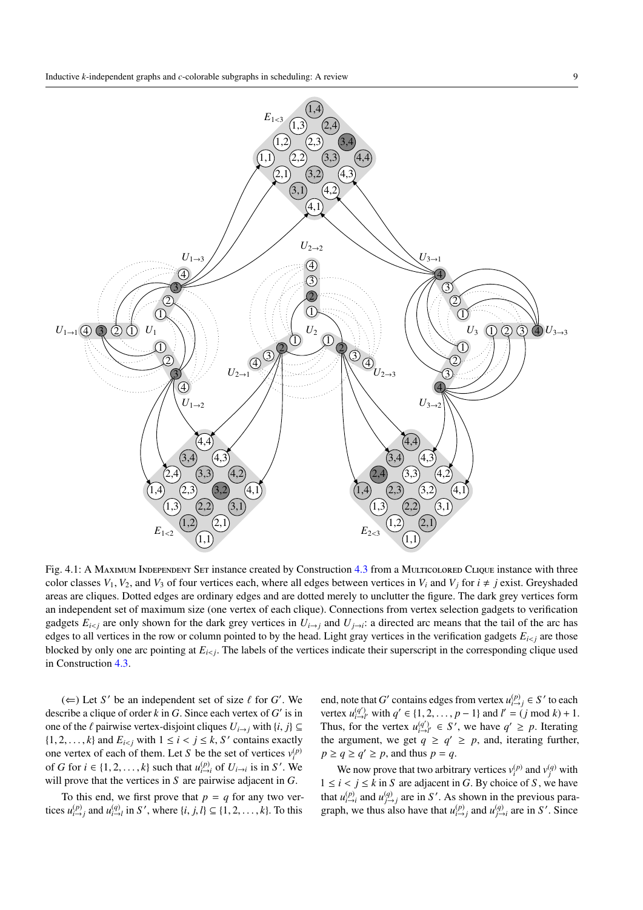Fig. 4.1: A Maximum Independent Set instance created by Construction 4.3 from a Multicolored Clique instance with three color classes $V_1$, $V_2$, and $V_3$ of four vertices each, where all edges between vertices in $V_i$ and $V_j$ for $i \neq j$ exist. Greyshaded areas are cliques. Dotted edges are ordinary edges and are dotted merely to unclutter the figure. The dark grey vertices form an independent set of maximum size (one vertex of each clique). Connections from vertex selection gadgets to verification gadgets $E_{i<j}$ are only shown for the dark grey vertices in $U_{i\to j}$ and $U_{j\to i}$: a directed arc means that the tail of the arc has edges to all vertices in the row or column pointed to by the head. Light gray vertices in the verification gadgets $E_{i<j}$ are those blocked by only one arc pointing at $E_{i<j}$. The labels of the vertices indicate their superscript in the corresponding clique used in Construction 4.3.

($\Leftarrow$) Let $S'$ be an independent set of size $\ell$ for $G'$. We describe a clique of order $k$ in $G$. Since each vertex of $G'$ is in one of the $\ell$ pairwise vertex-disjoint cliques $U_{i\to j}$ with $\{i, j\} \subseteq \{1, 2, \ldots, k\}$ and $E_{i<j}$ with $1 \leq i < j \leq k$, $S'$ contains exactly one vertex of each of them. Let $S$ be the set of vertices $v_i^{(p)}$ of $G$ for $i \in \{1, 2, \ldots, k\}$ such that $u_{i\to i}^{(p)}$ of $U_{i\to i}$ is in $S'$. We will prove that the vertices in $S$ are pairwise adjacent in $G$.

To this end, we first prove that $p = q$ for any two vertices $u_{i\to j}^{(p)}$ and $u_{i\to l}^{(q)}$ in $S'$, where $\{i, j, l\} \subseteq \{1, 2, \ldots, k\}$. To this end, note that $G'$ contains edges from vertex $u_{i\to j}^{(p)} \in S'$ to each vertex $u_{i\to l'}^{(q')}$ with $q' \in \{1, 2, \ldots, p-1\}$ and $l' = (j \bmod k) + 1$. Thus, for the vertex $u_{i\to l'}^{(q')} \in S'$, we have $q' \geq p$. Iterating the argument, we get $q \geq q' \geq p$, and, iterating further, $p \geq q \geq q' \geq p$, and thus $p = q$.

We now prove that two arbitrary vertices $v_i^{(p)}$ and $v_j^{(q)}$ with $1 \leq i < j \leq k$ in $S$ are adjacent in $G$. By choice of $S$, we have that $u_{i\to i}^{(p)}$ and $u_{j\to j}^{(q)}$ are in $S'$. As shown in the previous paragraph, we thus also have that $u_{i\to j}^{(p)}$ and $u_{j\to i}^{(q)}$ are in $S'$. Since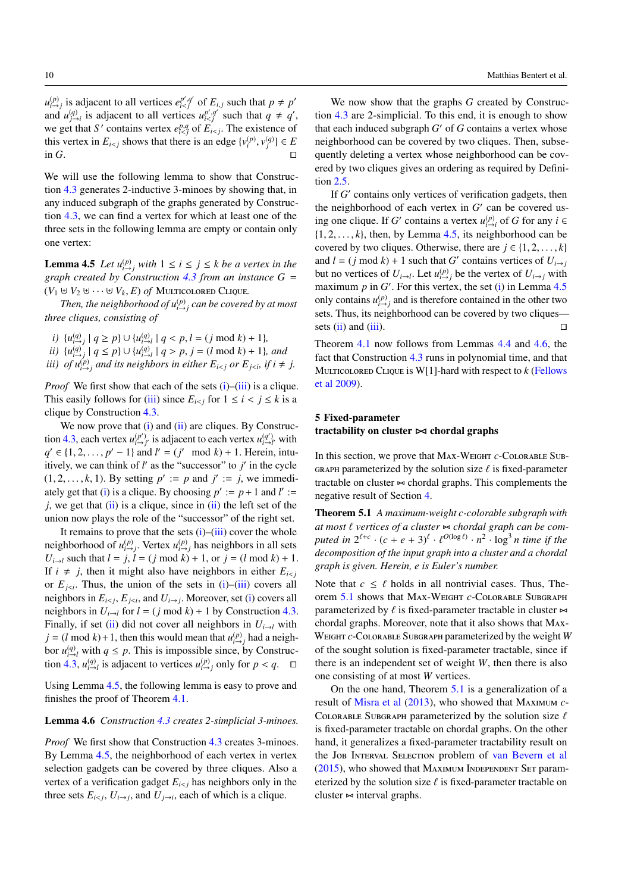$u_{i\to j}^{(p)}$ is adjacent to all vertices $e_{i<j}^{p',q'}$ of $E_{i,j}$ such that $p \neq p'$ and $u_{j\to i}^{(q)}$ is adjacent to all vertices $e_{i<j}^{p',q'}$ such that $q \neq q'$, we get that $S'$ contains vertex $e_{i<j}^{p,q}$ of $E_{i<j}$. The existence of this vertex in $E_{i<j}$ shows that there is an edge $\{v_i^{(p)}, v_j^{(q)}\} \in E$ in $G$. □

We will use the following lemma to show that Construction 4.3 generates 2-inductive 3-minoes by showing that, in any induced subgraph of the graphs generated by Construction 4.3, we can find a vertex for which at least one of the three sets in the following lemma are empty or contain only one vertex:

**Lemma 4.5** *Let $u_{i\to j}^{(p)}$ with $1 \le i \le j \le k$ be a vertex in the graph created by Construction 4.3 from an instance $G = (V_1 \uplus V_2 \uplus \cdots \uplus V_k, E)$ of* Multicolored Clique.

*Then, the neighborhood of $u_{i\to j}^{(p)}$ can be covered by at most three cliques, consisting of*

*i)* $\{u_{i\to j}^{(q)} \mid q \ge p\} \cup \{u_{i\to l}^{(q)} \mid q < p, l = (j \bmod k) + 1\}$,
*ii)* $\{u_{i\to j}^{(q)} \mid q \le p\} \cup \{u_{i\to l}^{(q)} \mid q > p, j = (l \bmod k) + 1\}$, *and*
*iii) of $u_{i\to j}^{(p)}$ and its neighbors in either $E_{i<j}$ or $E_{j<i}$, if $i \neq j$.*

*Proof* We first show that each of the sets (i)–(iii) is a clique. This easily follows for (iii) since $E_{i<j}$ for $1 \le i < j \le k$ is a clique by Construction 4.3.

We now prove that (i) and (ii) are cliques. By Construction 4.3, each vertex $u_{i\to j'}^{(p')}$ is adjacent to each vertex $u_{i\to l'}^{(q')}$ with $q' \in \{1, 2, \ldots, p'-1\}$ and $l' = (j' \bmod k) + 1$. Herein, intuitively, we can think of $l'$ as the "successor" to $j'$ in the cycle $(1, 2, \ldots, k, 1)$. By setting $p' := p$ and $j' := j$, we immediately get that (i) is a clique. By choosing $p' := p + 1$ and $l' := j$, we get that (ii) is a clique, since in (ii) the left set of the union now plays the role of the "successor" of the right set.

It remains to prove that the sets (i)–(iii) cover the whole neighborhood of $u_{i\to j}^{(p)}$. Vertex $u_{i\to j}^{(p)}$ has neighbors in all sets $U_{i\to l}$ such that $l = j$, $l = (j \bmod k) + 1$, or $j = (l \bmod k) + 1$. If $i \neq j$, then it might also have neighbors in either $E_{i<j}$ or $E_{j<i}$. Thus, the union of the sets in (i)–(iii) covers all neighbors in $E_{i<j}$, $E_{j<i}$, and $U_{i\to j}$. Moreover, set (i) covers all neighbors in $U_{i\to l}$ for $l = (j \bmod k) + 1$ by Construction 4.3. Finally, if set (ii) did not cover all neighbors in $U_{i\to l}$ with $j = (l \bmod k)+1$, then this would mean that $u_{i\to j}^{(p)}$ had a neighbor $u_{i\to l}^{(q)}$ with $q \le p$. This is impossible since, by Construction 4.3, $u_{i\to l}^{(q)}$ is adjacent to vertices $u_{i\to j}^{(p)}$ only for $p < q$. □

Using Lemma 4.5, the following lemma is easy to prove and finishes the proof of Theorem 4.1.

**Lemma 4.6** *Construction 4.3 creates 2-simplicial 3-minoes.*

*Proof* We first show that Construction 4.3 creates 3-minoes. By Lemma 4.5, the neighborhood of each vertex in vertex selection gadgets can be covered by three cliques. Also a vertex of a verification gadget $E_{i<j}$ has neighbors only in the three sets $E_{i<j}$, $U_{i\to j}$, and $U_{j\to i}$, each of which is a clique.

We now show that the graphs $G$ created by Construction 4.3 are 2-simplicial. To this end, it is enough to show that each induced subgraph $G'$ of $G$ contains a vertex whose neighborhood can be covered by two cliques. Then, subsequently deleting a vertex whose neighborhood can be covered by two cliques gives an ordering as required by Definition 2.5.

If $G'$ contains only vertices of verification gadgets, then the neighborhood of each vertex in $G'$ can be covered using one clique. If $G'$ contains a vertex $u_{i\to i}^{(p)}$ of $G$ for any $i \in \{1, 2, \ldots, k\}$, then, by Lemma 4.5, its neighborhood can be covered by two cliques. Otherwise, there are $j \in \{1, 2, \ldots, k\}$ and $l = (j \bmod k) + 1$ such that $G'$ contains vertices of $U_{i\to j}$ but no vertices of $U_{i\to l}$. Let $u_{i\to j}^{(p)}$ be the vertex of $U_{i\to j}$ with maximum $p$ in $G'$. For this vertex, the set (i) in Lemma 4.5 only contains $u_{i\to j}^{(p)}$ and is therefore contained in the other two sets. Thus, its neighborhood can be covered by two cliques—sets (ii) and (iii). □

Theorem 4.1 now follows from Lemmas 4.4 and 4.6, the fact that Construction 4.3 runs in polynomial time, and that Multicolored Clique is W[1]-hard with respect to $k$ (Fellows et al 2009).

## 5 Fixed-parameter tractability on cluster ⋈ chordal graphs

In this section, we prove that Max-Weight $c$-Colorable Subgraph parameterized by the solution size $\ell$ is fixed-parameter tractable on cluster ⋈ chordal graphs. This complements the negative result of Section 4.

**Theorem 5.1** *A maximum-weight $c$-colorable subgraph with at most $\ell$ vertices of a cluster ⋈ chordal graph can be computed in $2^{\ell+c} \cdot (c+e+3)^{\ell} \cdot \ell^{O(\log \ell)} \cdot n^2 \cdot \log^3 n$ time if the decomposition of the input graph into a cluster and a chordal graph is given. Herein, $e$ is Euler's number.*

Note that $c \le \ell$ holds in all nontrivial cases. Thus, Theorem 5.1 shows that Max-Weight $c$-Colorable Subgraph parameterized by $\ell$ is fixed-parameter tractable in cluster ⋈ chordal graphs. Moreover, note that it also shows that Max-Weight $c$-Colorable Subgraph parameterized by the weight $W$ of the sought solution is fixed-parameter tractable, since if there is an independent set of weight $W$, then there is also one consisting of at most $W$ vertices.

On the one hand, Theorem 5.1 is a generalization of a result of Misra et al (2013), who showed that Maximum $c$-Colorable Subgraph parameterized by the solution size $\ell$ is fixed-parameter tractable on chordal graphs. On the other hand, it generalizes a fixed-parameter tractability result on the Job Interval Selection problem of van Bevern et al (2015), who showed that Maximum Independent Set parameterized by the solution size $\ell$ is fixed-parameter tractable on cluster ⋈ interval graphs.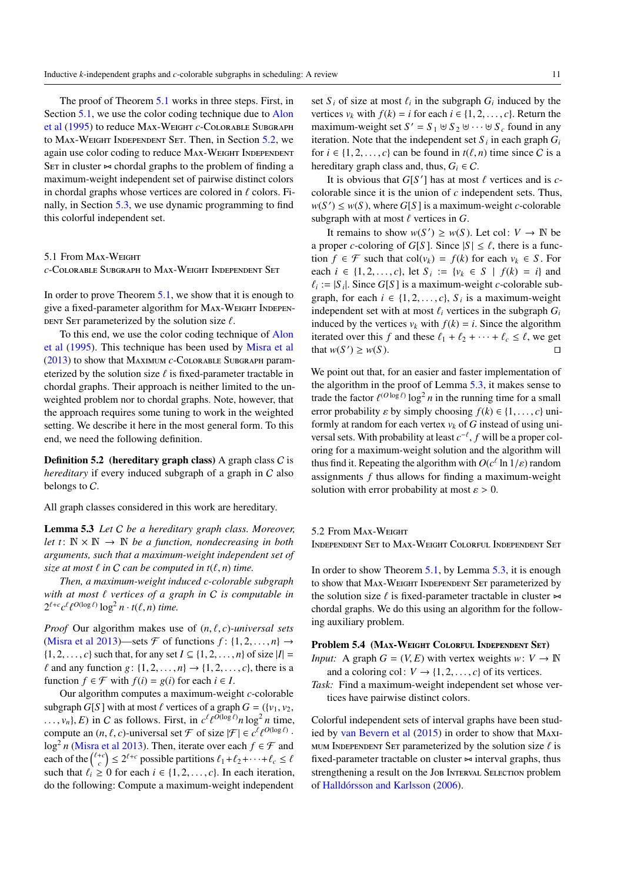The proof of Theorem 5.1 works in three steps. First, in Section 5.1, we use the color coding technique due to Alon et al (1995) to reduce Max-Weight $c$-Colorable Subgraph to Max-Weight Independent Set. Then, in Section 5.2, we again use color coding to reduce Max-Weight Independent Set in cluster ⋈ chordal graphs to the problem of finding a maximum-weight independent set of pairwise distinct colors in chordal graphs whose vertices are colored in $\ell$ colors. Finally, in Section 5.3, we use dynamic programming to find this colorful independent set.

## 5.1 From Max-Weight $c$-Colorable Subgraph to Max-Weight Independent Set

In order to prove Theorem 5.1, we show that it is enough to give a fixed-parameter algorithm for Max-Weight Independent Set parameterized by the solution size $\ell$.

To this end, we use the color coding technique of Alon et al (1995). This technique has been used by Misra et al (2013) to show that Maximum $c$-Colorable Subgraph parameterized by the solution size $\ell$ is fixed-parameter tractable in chordal graphs. Their approach is neither limited to the unweighted problem nor to chordal graphs. Note, however, that the approach requires some tuning to work in the weighted setting. We describe it here in the most general form. To this end, we need the following definition.

**Definition 5.2 (hereditary graph class)** A graph class $\mathcal{C}$ is *hereditary* if every induced subgraph of a graph in $\mathcal{C}$ also belongs to $\mathcal{C}$.

All graph classes considered in this work are hereditary.

**Lemma 5.3** *Let $\mathcal{C}$ be a hereditary graph class. Moreover, let $t\colon \mathbb{N}\times\mathbb{N}\to\mathbb{N}$ be a function, nondecreasing in both arguments, such that a maximum-weight independent set of size at most $\ell$ in $\mathcal{C}$ can be computed in $t(\ell,n)$ time.*

*Then, a maximum-weight induced $c$-colorable subgraph with at most $\ell$ vertices of a graph in $\mathcal{C}$ is computable in $2^{\ell+c}c^{\ell}\ell^{O(\log \ell)}\log^2 n\cdot t(\ell,n)$ time.*

*Proof* Our algorithm makes use of $(n,\ell,c)$-*universal sets* (Misra et al 2013)—sets $\mathcal{F}$ of functions $f\colon\{1,2,\dots,n\}\to\{1,2,\dots,c\}$ such that, for any set $I\subseteq\{1,2,\dots,n\}$ of size $|I|=\ell$ and any function $g\colon\{1,2,\dots,n\}\to\{1,2,\dots,c\}$, there is a function $f\in\mathcal{F}$ with $f(i)=g(i)$ for each $i\in I$.

Our algorithm computes a maximum-weight $c$-colorable subgraph $G[S]$ with at most $\ell$ vertices of a graph $G=(\{v_1,v_2,\dots,v_n\},E)$ in $\mathcal{C}$ as follows. First, in $c^{\ell}\ell^{O(\log\ell)}n\log^2 n$ time, compute an $(n,\ell,c)$-universal set $\mathcal{F}$ of size $|\mathcal{F}|\in c^{\ell}\ell^{O(\log\ell)}\cdot\log^2 n$ (Misra et al 2013). Then, iterate over each $f\in\mathcal{F}$ and each of the $\binom{\ell+c}{c}\le 2^{\ell+c}$ possible partitions $\ell_1+\ell_2+\dots+\ell_c\le\ell$ such that $\ell_i\ge 0$ for each $i\in\{1,2,\dots,c\}$. In each iteration, do the following: Compute a maximum-weight independent set $S_i$ of size at most $\ell_i$ in the subgraph $G_i$ induced by the vertices $v_k$ with $f(k)=i$ for each $i\in\{1,2,\dots,c\}$. Return the maximum-weight set $S'=S_1\uplus S_2\uplus\dots\uplus S_c$ found in any iteration. Note that the independent set $S_i$ in each graph $G_i$ for $i\in\{1,2,\dots,c\}$ can be found in $t(\ell,n)$ time since $\mathcal{C}$ is a hereditary graph class and, thus, $G_i\in\mathcal{C}$.

It is obvious that $G[S']$ has at most $\ell$ vertices and is $c$-colorable since it is the union of $c$ independent sets. Thus, $w(S')\le w(S)$, where $G[S]$ is a maximum-weight $c$-colorable subgraph with at most $\ell$ vertices in $G$.

It remains to show $w(S')\ge w(S)$. Let $\mathrm{col}\colon V\to\mathbb{N}$ be a proper $c$-coloring of $G[S]$. Since $|S|\le\ell$, there is a function $f\in\mathcal{F}$ such that $\mathrm{col}(v_k)=f(k)$ for each $v_k\in S$. For each $i\in\{1,2,\dots,c\}$, let $S_i:=\{v_k\in S\mid f(k)=i\}$ and $\ell_i:=|S_i|$. Since $G[S]$ is a maximum-weight $c$-colorable subgraph, for each $i\in\{1,2,\dots,c\}$, $S_i$ is a maximum-weight independent set with at most $\ell_i$ vertices in the subgraph $G_i$ induced by the vertices $v_k$ with $f(k)=i$. Since the algorithm iterated over this $f$ and these $\ell_1+\ell_2+\dots+\ell_c\le\ell$, we get that $w(S')\ge w(S)$. □

We point out that, for an easier and faster implementation of the algorithm in the proof of Lemma 5.3, it makes sense to trade the factor $\ell^{O(\log\ell)}\log^2 n$ in the running time for a small error probability $\varepsilon$ by simply choosing $f(k)\in\{1,\dots,c\}$ uniformly at random for each vertex $v_k$ of $G$ instead of using universal sets. With probability at least $c^{-\ell}$, $f$ will be a proper coloring for a maximum-weight solution and the algorithm will thus find it. Repeating the algorithm with $O(c^{\ell}\ln 1/\varepsilon)$ random assignments $f$ thus allows for finding a maximum-weight solution with error probability at most $\varepsilon>0$.

## 5.2 From Max-Weight Independent Set to Max-Weight Colorful Independent Set

In order to show Theorem 5.1, by Lemma 5.3, it is enough to show that Max-Weight Independent Set parameterized by the solution size $\ell$ is fixed-parameter tractable in cluster ⋈ chordal graphs. We do this using an algorithm for the following auxiliary problem.

**Problem 5.4 (Max-Weight Colorful Independent Set)**
*Input:* A graph $G=(V,E)$ with vertex weights $w\colon V\to\mathbb{N}$ and a coloring $\mathrm{col}\colon V\to\{1,2,\dots,c\}$ of its vertices.
*Task:* Find a maximum-weight independent set whose vertices have pairwise distinct colors.

Colorful independent sets of interval graphs have been studied by van Bevern et al (2015) in order to show that Maximum Independent Set parameterized by the solution size $\ell$ is fixed-parameter tractable on cluster ⋈ interval graphs, thus strengthening a result on the Job Interval Selection problem of Halldórsson and Karlsson (2006).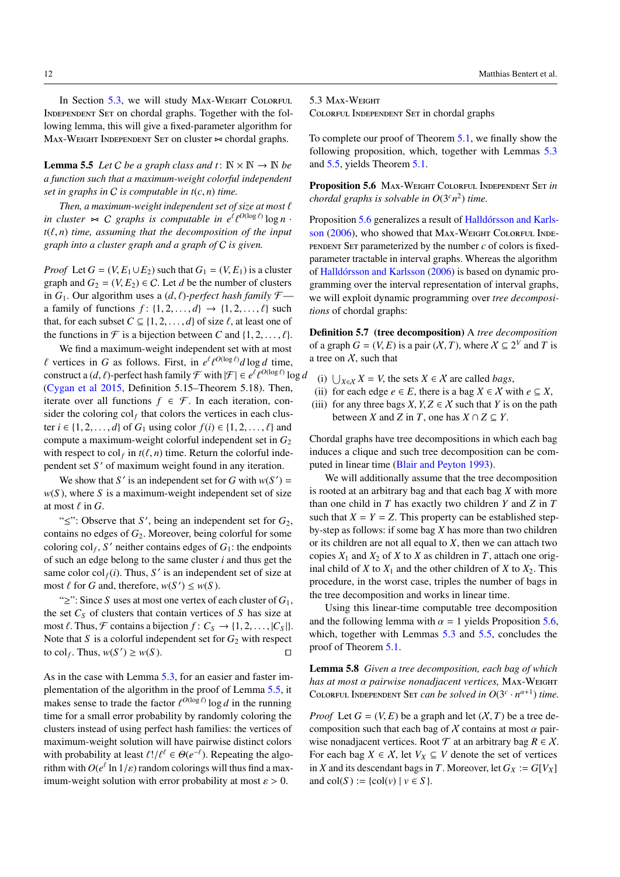In Section 5.3, we will study Max-Weight Colorful Independent Set on chordal graphs. Together with the following lemma, this will give a fixed-parameter algorithm for Max-Weight Independent Set on cluster ⋈ chordal graphs.

**Lemma 5.5** *Let $C$ be a graph class and $t\colon \mathbb{N}\times\mathbb{N}\to\mathbb{N}$ be a function such that a maximum-weight colorful independent set in graphs in $C$ is computable in $t(c,n)$ time.*

*Then, a maximum-weight independent set of size at most $\ell$ in cluster ⋈ $C$ graphs is computable in $e^{\ell}\ell^{O(\log \ell)}\log n \cdot t(\ell,n)$ time, assuming that the decomposition of the input graph into a cluster graph and a graph of $C$ is given.*

*Proof* Let $G=(V,E_1\cup E_2)$ such that $G_1=(V,E_1)$ is a cluster graph and $G_2=(V,E_2)\in C$. Let $d$ be the number of clusters in $G_1$. Our algorithm uses a $(d,\ell)$*-perfect hash family* $\mathcal{F}$—a family of functions $f\colon\{1,2,\dots,d\}\to\{1,2,\dots,\ell\}$ such that, for each subset $C\subseteq\{1,2,\dots,d\}$ of size $\ell$, at least one of the functions in $\mathcal{F}$ is a bijection between $C$ and $\{1,2,\dots,\ell\}$.

We find a maximum-weight independent set with at most $\ell$ vertices in $G$ as follows. First, in $e^{\ell}\ell^{O(\log \ell)}d\log d$ time, construct a $(d,\ell)$-perfect hash family $\mathcal{F}$ with $|\mathcal{F}|\in e^{\ell}\ell^{O(\log \ell)}\log d$ (Cygan et al 2015, Definition 5.15–Theorem 5.18). Then, iterate over all functions $f\in\mathcal{F}$. In each iteration, consider the coloring $\mathrm{col}_f$ that colors the vertices in each cluster $i\in\{1,2,\dots,d\}$ of $G_1$ using color $f(i)\in\{1,2,\dots,\ell\}$ and compute a maximum-weight colorful independent set in $G_2$ with respect to $\mathrm{col}_f$ in $t(\ell,n)$ time. Return the colorful independent set $S'$ of maximum weight found in any iteration.

We show that $S'$ is an independent set for $G$ with $w(S')=w(S)$, where $S$ is a maximum-weight independent set of size at most $\ell$ in $G$.

"$\leq$": Observe that $S'$, being an independent set for $G_2$, contains no edges of $G_2$. Moreover, being colorful for some coloring $\mathrm{col}_f$, $S'$ neither contains edges of $G_1$: the endpoints of such an edge belong to the same cluster $i$ and thus get the same color $\mathrm{col}_f(i)$. Thus, $S'$ is an independent set of size at most $\ell$ for $G$ and, therefore, $w(S')\leq w(S)$.

"$\geq$": Since $S$ uses at most one vertex of each cluster of $G_1$, the set $C_S$ of clusters that contain vertices of $S$ has size at most $\ell$. Thus, $\mathcal{F}$ contains a bijection $f\colon C_S\to\{1,2,\dots,|C_S|\}$. Note that $S$ is a colorful independent set for $G_2$ with respect to $\mathrm{col}_f$. Thus, $w(S')\geq w(S)$. □

As in the case with Lemma 5.3, for an easier and faster implementation of the algorithm in the proof of Lemma 5.5, it makes sense to trade the factor $\ell^{O(\log \ell)}\log d$ in the running time for a small error probability by randomly coloring the clusters instead of using perfect hash families: the vertices of maximum-weight solution will have pairwise distinct colors with probability at least $\ell!/\ell^{\ell}\in\Theta(e^{-\ell})$. Repeating the algorithm with $O(e^{\ell}\ln 1/\varepsilon)$ random colorings will thus find a maximum-weight solution with error probability at most $\varepsilon>0$.

## 5.3 Max-Weight Colorful Independent Set in chordal graphs

To complete our proof of Theorem 5.1, we finally show the following proposition, which, together with Lemmas 5.3 and 5.5, yields Theorem 5.1.

**Proposition 5.6** Max-Weight Colorful Independent Set *in chordal graphs is solvable in $O(3^c n^2)$ time.*

Proposition 5.6 generalizes a result of Halldórsson and Karlsson (2006), who showed that Max-Weight Colorful Independent Set parameterized by the number $c$ of colors is fixed-parameter tractable in interval graphs. Whereas the algorithm of Halldórsson and Karlsson (2006) is based on dynamic programming over the interval representation of interval graphs, we will exploit dynamic programming over *tree decompositions* of chordal graphs:

**Definition 5.7 (tree decomposition)** A *tree decomposition* of a graph $G=(V,E)$ is a pair $(\mathcal{X},T)$, where $\mathcal{X}\subseteq 2^V$ and $T$ is a tree on $\mathcal{X}$, such that

(i) $\bigcup_{X\in\mathcal{X}}X=V$, the sets $X\in\mathcal{X}$ are called *bags*,
(ii) for each edge $e\in E$, there is a bag $X\in\mathcal{X}$ with $e\subseteq X$,
(iii) for any three bags $X,Y,Z\in\mathcal{X}$ such that $Y$ is on the path between $X$ and $Z$ in $T$, one has $X\cap Z\subseteq Y$.

Chordal graphs have tree decompositions in which each bag induces a clique and such tree decomposition can be computed in linear time (Blair and Peyton 1993).

We will additionally assume that the tree decomposition is rooted at an arbitrary bag and that each bag $X$ with more than one child in $T$ has exactly two children $Y$ and $Z$ in $T$ such that $X=Y=Z$. This property can be established step-by-step as follows: if some bag $X$ has more than two children or its children are not all equal to $X$, then we can attach two copies $X_1$ and $X_2$ of $X$ to $X$ as children in $T$, attach one original child of $X$ to $X_1$ and the other children of $X$ to $X_2$. This procedure, in the worst case, triples the number of bags in the tree decomposition and works in linear time.

Using this linear-time computable tree decomposition and the following lemma with $\alpha=1$ yields Proposition 5.6, which, together with Lemmas 5.3 and 5.5, concludes the proof of Theorem 5.1.

**Lemma 5.8** *Given a tree decomposition, each bag of which has at most $\alpha$ pairwise nonadjacent vertices,* Max-Weight Colorful Independent Set *can be solved in $O(3^c\cdot n^{\alpha+1})$ time.*

*Proof* Let $G=(V,E)$ be a graph and let $(\mathcal{X},T)$ be a tree decomposition such that each bag of $\mathcal{X}$ contains at most $\alpha$ pairwise nonadjacent vertices. Root $\mathcal{T}$ at an arbitrary bag $R\in\mathcal{X}$. For each bag $X\in\mathcal{X}$, let $V_X\subseteq V$ denote the set of vertices in $X$ and its descendant bags in $T$. Moreover, let $G_X:=G[V_X]$ and $\mathrm{col}(S):=\{\mathrm{col}(v)\mid v\in S\}$.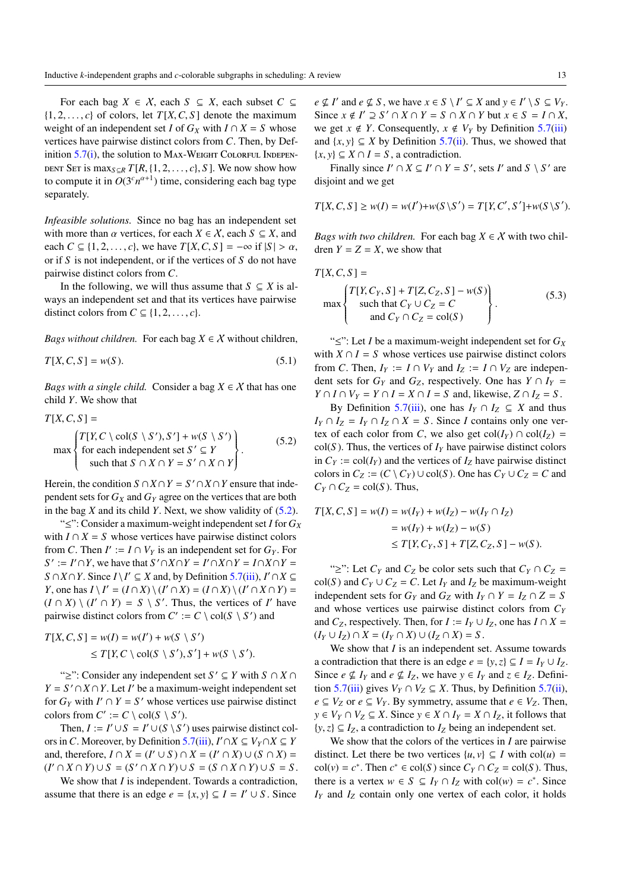For each bag $X \in \mathcal{X}$, each $S \subseteq X$, each subset $C \subseteq \{1, 2, \ldots, c\}$ of colors, let $T[X, C, S]$ denote the maximum weight of an independent set $I$ of $G_X$ with $I \cap X = S$ whose vertices have pairwise distinct colors from $C$. Then, by Definition 5.7(i), the solution to Max-Weight Colorful Independent Set is $\max_{S \subseteq R} T[R, \{1, 2, \ldots, c\}, S]$. We now show how to compute it in $O(3^c n^{\alpha+1})$ time, considering each bag type separately.

*Infeasible solutions.* Since no bag has an independent set with more than $\alpha$ vertices, for each $X \in \mathcal{X}$, each $S \subseteq X$, and each $C \subseteq \{1, 2, \ldots, c\}$, we have $T[X, C, S] = -\infty$ if $|S| > \alpha$, or if $S$ is not independent, or if the vertices of $S$ do not have pairwise distinct colors from $C$.

In the following, we will thus assume that $S \subseteq X$ is always an independent set and that its vertices have pairwise distinct colors from $C \subseteq \{1, 2, \ldots, c\}$.

*Bags without children.* For each bag $X \in \mathcal{X}$ without children,

$$T[X, C, S] = w(S). \tag{5.1}$$

*Bags with a single child.* Consider a bag $X \in \mathcal{X}$ that has one child $Y$. We show that

$$T[X, C, S] = \max \left\{ \begin{array}{l} T[Y, C \setminus \operatorname{col}(S \setminus S'), S'] + w(S \setminus S') \\ \text{for each independent set } S' \subseteq Y \\ \quad \text{such that } S \cap X \cap Y = S' \cap X \cap Y \end{array} \right\}. \tag{5.2}$$

Herein, the condition $S \cap X \cap Y = S' \cap X \cap Y$ ensure that independent sets for $G_X$ and $G_Y$ agree on the vertices that are both in the bag $X$ and its child $Y$. Next, we show validity of (5.2).

"$\leq$": Consider a maximum-weight independent set $I$ for $G_X$ with $I \cap X = S$ whose vertices have pairwise distinct colors from $C$. Then $I' := I \cap V_Y$ is an independent set for $G_Y$. For $S' := I' \cap Y$, we have that $S' \cap X \cap Y = I' \cap X \cap Y = I \cap X \cap Y = S \cap X \cap Y$. Since $I \setminus I' \subseteq X$ and, by Definition 5.7(iii), $I' \cap X \subseteq Y$, one has $I \setminus I' = (I \cap X) \setminus (I' \cap X) = (I \cap X) \setminus (I' \cap X \cap Y) = (I \cap X) \setminus (I' \cap Y) = S \setminus S'$. Thus, the vertices of $I'$ have pairwise distinct colors from $C' := C \setminus \operatorname{col}(S \setminus S')$ and

$$\begin{aligned} T[X, C, S] = w(I) &= w(I') + w(S \setminus S') \\ &\leq T[Y, C \setminus \operatorname{col}(S \setminus S'), S'] + w(S \setminus S'). \end{aligned}$$

"$\geq$": Consider any independent set $S' \subseteq Y$ with $S \cap X \cap Y = S' \cap X \cap Y$. Let $I'$ be a maximum-weight independent set for $G_Y$ with $I' \cap Y = S'$ whose vertices use pairwise distinct colors from $C' := C \setminus \operatorname{col}(S \setminus S')$.

Then, $I := I' \cup S = I' \cup (S \setminus S')$ uses pairwise distinct colors in $C$. Moreover, by Definition 5.7(iii), $I' \cap X \subseteq V_Y \cap X \subseteq Y$ and, therefore, $I \cap X = (I' \cup S) \cap X = (I' \cap X) \cup (S \cap X) = (I' \cap X \cap Y) \cup S = (S' \cap X \cap Y) \cup S = (S \cap X \cap Y) \cup S = S$.

We show that $I$ is independent. Towards a contradiction, assume that there is an edge $e = \{x, y\} \subseteq I = I' \cup S$. Since $e \nsubseteq I'$ and $e \nsubseteq S$, we have $x \in S \setminus I' \subseteq X$ and $y \in I' \setminus S \subseteq V_Y$. Since $x \notin I' \supseteq S' \cap X \cap Y = S \cap X \cap Y$ but $x \in S = I \cap X$, we get $x \notin Y$. Consequently, $x \notin V_Y$ by Definition 5.7(iii) and $\{x, y\} \subseteq X$ by Definition 5.7(ii). Thus, we showed that $\{x, y\} \subseteq X \cap I = S$, a contradiction.

Finally since $I' \cap X \subseteq I' \cap Y = S'$, sets $I'$ and $S \setminus S'$ are disjoint and we get

$$T[X, C, S] \geq w(I) = w(I') + w(S \setminus S') = T[Y, C', S'] + w(S \setminus S').$$

*Bags with two children.* For each bag $X \in \mathcal{X}$ with two children $Y = Z = X$, we show that

$$T[X, C, S] = \max \left\{ \begin{array}{l} T[Y, C_Y, S] + T[Z, C_Z, S] - w(S) \\ \quad \text{such that } C_Y \cup C_Z = C \\ \quad \text{and } C_Y \cap C_Z = \operatorname{col}(S) \end{array} \right\}. \tag{5.3}$$

"$\leq$": Let $I$ be a maximum-weight independent set for $G_X$ with $X \cap I = S$ whose vertices use pairwise distinct colors from $C$. Then, $I_Y := I \cap V_Y$ and $I_Z := I \cap V_Z$ are independent sets for $G_Y$ and $G_Z$, respectively. One has $Y \cap I_Y = Y \cap I \cap V_Y = Y \cap I = X \cap I = S$ and, likewise, $Z \cap I_Z = S$.

By Definition 5.7(iii), one has $I_Y \cap I_Z \subseteq X$ and thus $I_Y \cap I_Z = I_Y \cap I_Z \cap X = S$. Since $I$ contains only one vertex of each color from $C$, we also get $\operatorname{col}(I_Y) \cap \operatorname{col}(I_Z) = \operatorname{col}(S)$. Thus, the vertices of $I_Y$ have pairwise distinct colors in $C_Y := \operatorname{col}(I_Y)$ and the vertices of $I_Z$ have pairwise distinct colors in $C_Z := (C \setminus C_Y) \cup \operatorname{col}(S)$. One has $C_Y \cup C_Z = C$ and $C_Y \cap C_Z = \operatorname{col}(S)$. Thus,

$$\begin{aligned} T[X, C, S] = w(I) &= w(I_Y) + w(I_Z) - w(I_Y \cap I_Z) \\ &= w(I_Y) + w(I_Z) - w(S) \\ &\leq T[Y, C_Y, S] + T[Z, C_Z, S] - w(S). \end{aligned}$$

"$\geq$": Let $C_Y$ and $C_Z$ be color sets such that $C_Y \cap C_Z = \operatorname{col}(S)$ and $C_Y \cup C_Z = C$. Let $I_Y$ and $I_Z$ be maximum-weight independent sets for $G_Y$ and $G_Z$ with $I_Y \cap Y = I_Z \cap Z = S$ and whose vertices use pairwise distinct colors from $C_Y$ and $C_Z$, respectively. Then, for $I := I_Y \cup I_Z$, one has $I \cap X = (I_Y \cup I_Z) \cap X = (I_Y \cap X) \cup (I_Z \cap X) = S$.

We show that $I$ is an independent set. Assume towards a contradiction that there is an edge $e = \{y, z\} \subseteq I = I_Y \cup I_Z$. Since $e \nsubseteq I_Y$ and $e \nsubseteq I_Z$, we have $y \in I_Y$ and $z \in I_Z$. Definition 5.7(iii) gives $V_Y \cap V_Z \subseteq X$. Thus, by Definition 5.7(ii), $e \subseteq V_Z$ or $e \subseteq V_Y$. By symmetry, assume that $e \in V_Z$. Then, $y \in V_Y \cap V_Z \subseteq X$. Since $y \in X \cap I_Y = X \cap I_Z$, it follows that $\{y, z\} \subseteq I_Z$, a contradiction to $I_Z$ being an independent set.

We show that the colors of the vertices in $I$ are pairwise distinct. Let there be two vertices $\{u, v\} \subseteq I$ with $\operatorname{col}(u) = \operatorname{col}(v) = c^*$. Then $c^* \in \operatorname{col}(S)$ since $C_Y \cap C_Z = \operatorname{col}(S)$. Thus, there is a vertex $w \in S \subseteq I_Y \cap I_Z$ with $\operatorname{col}(w) = c^*$. Since $I_Y$ and $I_Z$ contain only one vertex of each color, it holds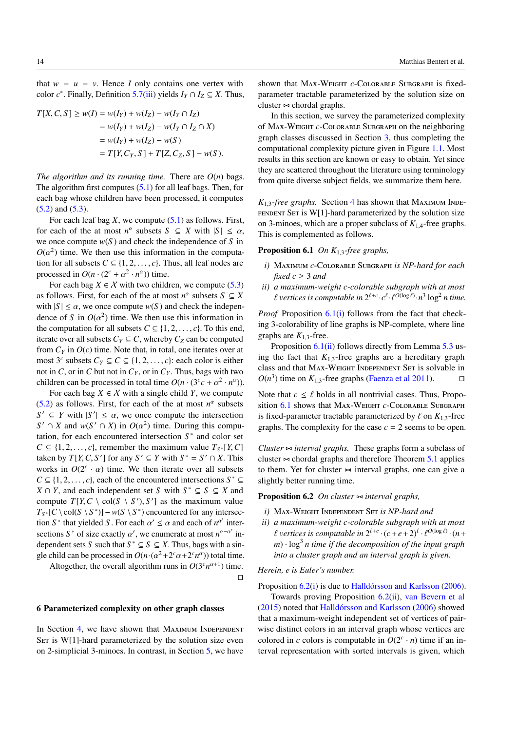that $w = u = v$. Hence $I$ only contains one vertex with color $c^*$. Finally, Definition 5.7(iii) yields $I_Y \cap I_Z \subseteq X$. Thus,

$$
\begin{aligned}
T[X, C, S] \geq w(I) &= w(I_Y) + w(I_Z) - w(I_Y \cap I_Z) \\
&= w(I_Y) + w(I_Z) - w(I_Y \cap I_Z \cap X) \\
&= w(I_Y) + w(I_Z) - w(S) \\
&= T[Y, C_Y, S] + T[Z, C_Z, S] - w(S).
\end{aligned}
$$

*The algorithm and its running time.* There are $O(n)$ bags. The algorithm first computes (5.1) for all leaf bags. Then, for each bag whose children have been processed, it computes (5.2) and (5.3).

For each leaf bag $X$, we compute (5.1) as follows. First, for each of the at most $n^\alpha$ subsets $S \subseteq X$ with $|S| \leq \alpha$, we once compute $w(S)$ and check the independence of $S$ in $O(\alpha^2)$ time. We then use this information in the computation for all subsets $C \subseteq \{1, 2, \ldots, c\}$. Thus, all leaf nodes are processed in $O(n \cdot (2^c + \alpha^2 \cdot n^\alpha))$ time.

For each bag $X \in \mathcal{X}$ with two children, we compute (5.3) as follows. First, for each of the at most $n^\alpha$ subsets $S \subseteq X$ with $|S| \leq \alpha$, we once compute $w(S)$ and check the independence of $S$ in $O(\alpha^2)$ time. We then use this information in the computation for all subsets $C \subseteq \{1, 2, \ldots, c\}$. To this end, iterate over all subsets $C_Y \subseteq C$, whereby $C_Z$ can be computed from $C_Y$ in $O(c)$ time. Note that, in total, one iterates over at most $3^c$ subsets $C_Y \subseteq C \subseteq \{1, 2, \ldots, c\}$: each color is either not in $C$, or in $C$ but not in $C_Y$, or in $C_Y$. Thus, bags with two children can be processed in total time $O(n \cdot (3^c c + \alpha^2 \cdot n^\alpha))$.

For each bag $X \in \mathcal{X}$ with a single child $Y$, we compute (5.2) as follows. First, for each of the at most $n^\alpha$ subsets $S' \subseteq Y$ with $|S'| \leq \alpha$, we once compute the intersection $S' \cap X$ and $w(S' \cap X)$ in $O(\alpha^2)$ time. During this computation, for each encountered intersection $S^*$ and color set $C \subseteq \{1, 2, \ldots, c\}$, remember the maximum value $T_{S^*}[Y, C]$ taken by $T[Y, C, S']$ for any $S' \subseteq Y$ with $S^* = S' \cap X$. This works in $O(2^c \cdot \alpha)$ time. We then iterate over all subsets $C \subseteq \{1, 2, \ldots, c\}$, each of the encountered intersections $S^* \subseteq X \cap Y$, and each independent set $S$ with $S^* \subseteq S \subseteq X$ and compute $T[Y, C \setminus \mathrm{col}(S \setminus S'), S']$ as the maximum value $T_{S^*}[C \setminus \mathrm{col}(S \setminus S^*)] - w(S \setminus S^*)$ encountered for any intersection $S^*$ that yielded $S$. For each $\alpha' \leq \alpha$ and each of $n^{\alpha'}$ intersections $S^*$ of size exactly $\alpha'$, we enumerate at most $n^{\alpha - \alpha'}$ independent sets $S$ such that $S^* \subseteq S \subseteq X$. Thus, bags with a single child can be processed in $O(n \cdot (\alpha^2 + 2^c \alpha + 2^c n^\alpha))$ total time.

Altogether, the overall algorithm runs in $O(3^c n^{\alpha+1})$ time. □

## 6 Parameterized complexity on other graph classes

In Section 4, we have shown that Maximum Independent Set is W[1]-hard parameterized by the solution size even on 2-simplicial 3-minoes. In contrast, in Section 5, we have shown that Max-Weight $c$-Colorable Subgraph is fixed-parameter tractable parameterized by the solution size on cluster ⋈ chordal graphs.

In this section, we survey the parameterized complexity of Max-Weight $c$-Colorable Subgraph on the neighboring graph classes discussed in Section 3, thus completing the computational complexity picture given in Figure 1.1. Most results in this section are known or easy to obtain. Yet since they are scattered throughout the literature using terminology from quite diverse subject fields, we summarize them here.

*$K_{1,3}$-free graphs.* Section 4 has shown that Maximum Independent Set is W[1]-hard parameterized by the solution size on 3-minoes, which are a proper subclass of $K_{1,4}$-free graphs. This is complemented as follows.

**Proposition 6.1** *On $K_{1,3}$-free graphs,*

*i) Maximum $c$-Colorable Subgraph is NP-hard for each fixed $c \geq 3$ and*

*ii) a maximum-weight $c$-colorable subgraph with at most $\ell$ vertices is computable in $2^{\ell+c} \cdot c^\ell \cdot \ell^{O(\log \ell)} \cdot n^3 \log^2 n$ time.*

*Proof* Proposition 6.1(i) follows from the fact that checking 3-colorability of line graphs is NP-complete, where line graphs are $K_{1,3}$-free.

Proposition 6.1(ii) follows directly from Lemma 5.3 using the fact that $K_{1,3}$-free graphs are a hereditary graph class and that Max-Weight Independent Set is solvable in $O(n^3)$ time on $K_{1,3}$-free graphs (Faenza et al 2011). □

Note that $c \leq \ell$ holds in all nontrivial cases. Thus, Proposition 6.1 shows that Max-Weight $c$-Colorable Subgraph is fixed-parameter tractable parameterized by $\ell$ on $K_{1,3}$-free graphs. The complexity for the case $c = 2$ seems to be open.

*Cluster ⋈ interval graphs.* These graphs form a subclass of cluster ⋈ chordal graphs and therefore Theorem 5.1 applies to them. Yet for cluster ⋈ interval graphs, one can give a slightly better running time.

**Proposition 6.2** *On cluster ⋈ interval graphs,*

*i) Max-Weight Independent Set is NP-hard and*

*ii) a maximum-weight $c$-colorable subgraph with at most $\ell$ vertices is computable in $2^{\ell+c} \cdot (c+e+2)^\ell \cdot \ell^{O(\log \ell)} \cdot (n+m) \cdot \log^3 n$ time if the decomposition of the input graph into a cluster graph and an interval graph is given.*

*Herein, $e$ is Euler's number.*

Proposition 6.2(i) is due to Halldórsson and Karlsson (2006).

Towards proving Proposition 6.2(ii), van Bevern et al (2015) noted that Halldórsson and Karlsson (2006) showed that a maximum-weight independent set of vertices of pairwise distinct colors in an interval graph whose vertices are colored in $c$ colors is computable in $O(2^c \cdot n)$ time if an interval representation with sorted intervals is given, which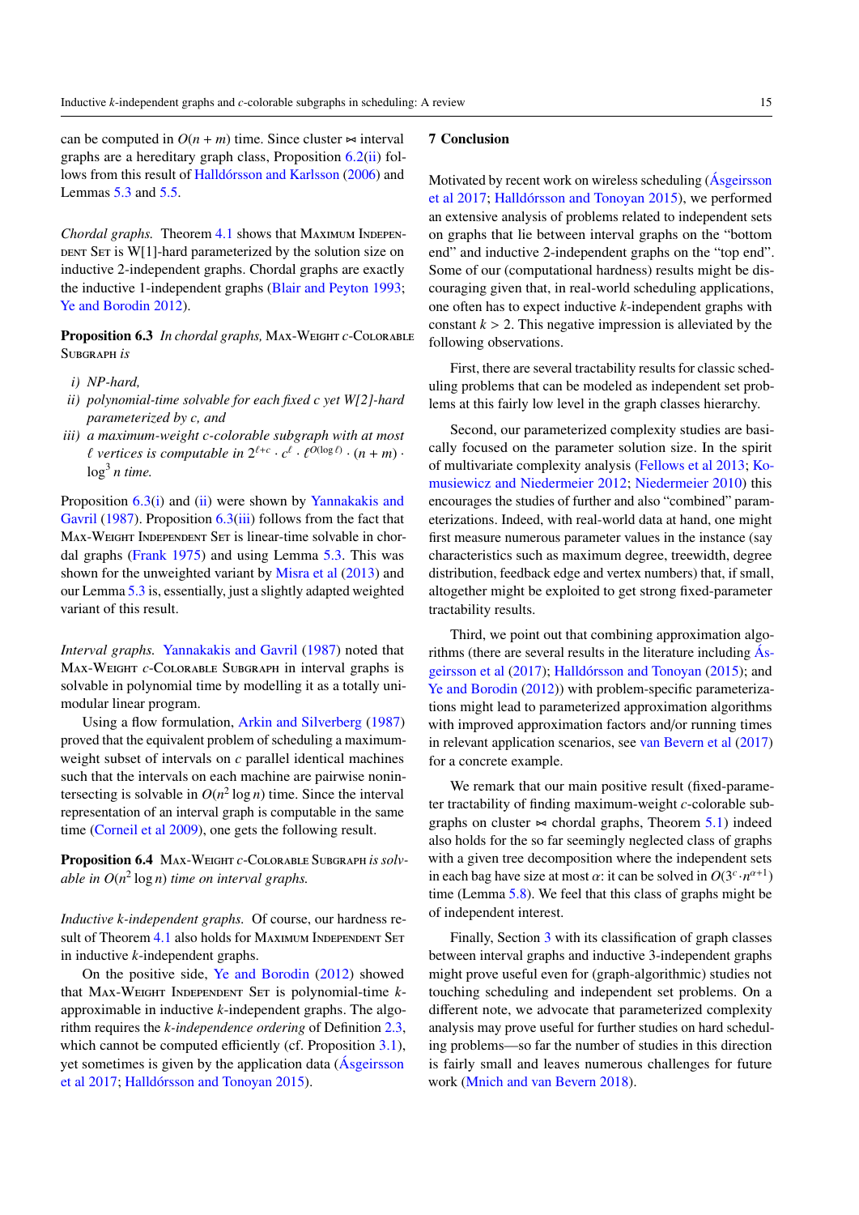can be computed in $O(n + m)$ time. Since cluster $\bowtie$ interval graphs are a hereditary graph class, Proposition 6.2(ii) follows from this result of Halldórsson and Karlsson (2006) and Lemmas 5.3 and 5.5.

*Chordal graphs.* Theorem 4.1 shows that Maximum Independent Set is W[1]-hard parameterized by the solution size on inductive 2-independent graphs. Chordal graphs are exactly the inductive 1-independent graphs (Blair and Peyton 1993; Ye and Borodin 2012).

**Proposition 6.3** *In chordal graphs,* Max-Weight $c$-Colorable Subgraph *is*

*i) NP-hard,*

*ii) polynomial-time solvable for each fixed $c$ yet W[2]-hard parameterized by $c$, and*

*iii) a maximum-weight $c$-colorable subgraph with at most $\ell$ vertices is computable in $2^{\ell+c} \cdot c^{\ell} \cdot \ell^{O(\log \ell)} \cdot (n + m) \cdot \log^3 n$ time.*

Proposition 6.3(i) and (ii) were shown by Yannakakis and Gavril (1987). Proposition 6.3(iii) follows from the fact that Max-Weight Independent Set is linear-time solvable in chordal graphs (Frank 1975) and using Lemma 5.3. This was shown for the unweighted variant by Misra et al (2013) and our Lemma 5.3 is, essentially, just a slightly adapted weighted variant of this result.

*Interval graphs.* Yannakakis and Gavril (1987) noted that Max-Weight $c$-Colorable Subgraph in interval graphs is solvable in polynomial time by modelling it as a totally unimodular linear program.

Using a flow formulation, Arkin and Silverberg (1987) proved that the equivalent problem of scheduling a maximum-weight subset of intervals on $c$ parallel identical machines such that the intervals on each machine are pairwise nonintersecting is solvable in $O(n^2 \log n)$ time. Since the interval representation of an interval graph is computable in the same time (Corneil et al 2009), one gets the following result.

**Proposition 6.4** Max-Weight $c$-Colorable Subgraph *is solvable in $O(n^2 \log n)$ time on interval graphs.*

*Inductive $k$-independent graphs.* Of course, our hardness result of Theorem 4.1 also holds for Maximum Independent Set in inductive $k$-independent graphs.

On the positive side, Ye and Borodin (2012) showed that Max-Weight Independent Set is polynomial-time $k$-approximable in inductive $k$-independent graphs. The algorithm requires the *$k$-independence ordering* of Definition 2.3, which cannot be computed efficiently (cf. Proposition 3.1), yet sometimes is given by the application data (Ásgeirsson et al 2017; Halldórsson and Tonoyan 2015).

## 7 Conclusion

Motivated by recent work on wireless scheduling (Ásgeirsson et al 2017; Halldórsson and Tonoyan 2015), we performed an extensive analysis of problems related to independent sets on graphs that lie between interval graphs on the "bottom end" and inductive 2-independent graphs on the "top end". Some of our (computational hardness) results might be discouraging given that, in real-world scheduling applications, one often has to expect inductive $k$-independent graphs with constant $k > 2$. This negative impression is alleviated by the following observations.

First, there are several tractability results for classic scheduling problems that can be modeled as independent set problems at this fairly low level in the graph classes hierarchy.

Second, our parameterized complexity studies are basically focused on the parameter solution size. In the spirit of multivariate complexity analysis (Fellows et al 2013; Komusiewicz and Niedermeier 2012; Niedermeier 2010) this encourages the studies of further and also "combined" parameterizations. Indeed, with real-world data at hand, one might first measure numerous parameter values in the instance (say characteristics such as maximum degree, treewidth, degree distribution, feedback edge and vertex numbers) that, if small, altogether might be exploited to get strong fixed-parameter tractability results.

Third, we point out that combining approximation algorithms (there are several results in the literature including Ásgeirsson et al (2017); Halldórsson and Tonoyan (2015); and Ye and Borodin (2012)) with problem-specific parameterizations might lead to parameterized approximation algorithms with improved approximation factors and/or running times in relevant application scenarios, see van Bevern et al (2017) for a concrete example.

We remark that our main positive result (fixed-parameter tractability of finding maximum-weight $c$-colorable subgraphs on cluster $\bowtie$ chordal graphs, Theorem 5.1) indeed also holds for the so far seemingly neglected class of graphs with a given tree decomposition where the independent sets in each bag have size at most $\alpha$: it can be solved in $O(3^c \cdot n^{\alpha+1})$ time (Lemma 5.8). We feel that this class of graphs might be of independent interest.

Finally, Section 3 with its classification of graph classes between interval graphs and inductive 3-independent graphs might prove useful even for (graph-algorithmic) studies not touching scheduling and independent set problems. On a different note, we advocate that parameterized complexity analysis may prove useful for further studies on hard scheduling problems—so far the number of studies in this direction is fairly small and leaves numerous challenges for future work (Mnich and van Bevern 2018).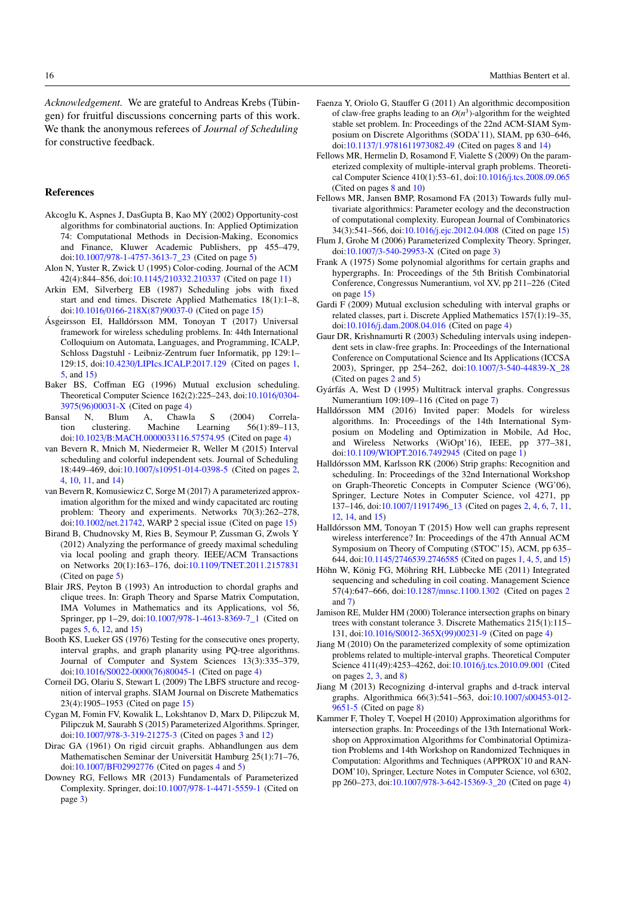*Acknowledgement.* We are grateful to Andreas Krebs (Tübingen) for fruitful discussions concerning parts of this work. We thank the anonymous referees of *Journal of Scheduling* for constructive feedback.

## References

Akcoglu K, Aspnes J, DasGupta B, Kao MY (2002) Opportunity-cost algorithms for combinatorial auctions. In: Applied Optimization 74: Computational Methods in Decision-Making, Economics and Finance, Kluwer Academic Publishers, pp 455–479, doi:10.1007/978-1-4757-3613-7_23 (Cited on page 5)

Alon N, Yuster R, Zwick U (1995) Color-coding. Journal of the ACM 42(4):844–856, doi:10.1145/210332.210337 (Cited on page 11)

Arkin EM, Silverberg EB (1987) Scheduling jobs with fixed start and end times. Discrete Applied Mathematics 18(1):1–8, doi:10.1016/0166-218X(87)90037-0 (Cited on page 15)

Ásgeirsson EI, Halldórsson MM, Tonoyan T (2017) Universal framework for wireless scheduling problems. In: 44th International Colloquium on Automata, Languages, and Programming, ICALP, Schloss Dagstuhl - Leibniz-Zentrum fuer Informatik, pp 129:1–129:15, doi:10.4230/LIPIcs.ICALP.2017.129 (Cited on pages 1, 5, and 15)

Baker BS, Coffman EG (1996) Mutual exclusion scheduling. Theoretical Computer Science 162(2):225–243, doi:10.1016/0304-3975(96)00031-X (Cited on page 4)

Bansal N, Blum A, Chawla S (2004) Correlation clustering. Machine Learning 56(1):89–113, doi:10.1023/B:MACH.0000033116.57574.95 (Cited on page 4)

van Bevern R, Mnich M, Niedermeier R, Weller M (2015) Interval scheduling and colorful independent sets. Journal of Scheduling 18:449–469, doi:10.1007/s10951-014-0398-5 (Cited on pages 2, 4, 10, 11, and 14)

van Bevern R, Komusiewicz C, Sorge M (2017) A parameterized approximation algorithm for the mixed and windy capacitated arc routing problem: Theory and experiments. Networks 70(3):262–278, doi:10.1002/net.21742, WARP 2 special issue (Cited on page 15)

Birand B, Chudnovsky M, Ries B, Seymour P, Zussman G, Zwols Y (2012) Analyzing the performance of greedy maximal scheduling via local pooling and graph theory. IEEE/ACM Transactions on Networks 20(1):163–176, doi:10.1109/TNET.2011.2157831 (Cited on page 5)

Blair JRS, Peyton B (1993) An introduction to chordal graphs and clique trees. In: Graph Theory and Sparse Matrix Computation, IMA Volumes in Mathematics and its Applications, vol 56, Springer, pp 1–29, doi:10.1007/978-1-4613-8369-7_1 (Cited on pages 5, 6, 12, and 15)

Booth KS, Lueker GS (1976) Testing for the consecutive ones property, interval graphs, and graph planarity using PQ-tree algorithms. Journal of Computer and System Sciences 13(3):335–379, doi:10.1016/S0022-0000(76)80045-1 (Cited on page 4)

Corneil DG, Olariu S, Stewart L (2009) The LBFS structure and recognition of interval graphs. SIAM Journal on Discrete Mathematics 23(4):1905–1953 (Cited on page 15)

Cygan M, Fomin FV, Kowalik L, Lokshtanov D, Marx D, Pilipczuk M, Pilipczuk M, Saurabh S (2015) Parameterized Algorithms. Springer, doi:10.1007/978-3-319-21275-3 (Cited on pages 3 and 12)

Dirac GA (1961) On rigid circuit graphs. Abhandlungen aus dem Mathematischen Seminar der Universität Hamburg 25(1):71–76, doi:10.1007/BF02992776 (Cited on pages 4 and 5)

Downey RG, Fellows MR (2013) Fundamentals of Parameterized Complexity. Springer, doi:10.1007/978-1-4471-5559-1 (Cited on page 3)

Faenza Y, Oriolo G, Stauffer G (2011) An algorithmic decomposition of claw-free graphs leading to an $O(n^3)$-algorithm for the weighted stable set problem. In: Proceedings of the 22nd ACM-SIAM Symposium on Discrete Algorithms (SODA'11), SIAM, pp 630–646, doi:10.1137/1.9781611973082.49 (Cited on pages 8 and 14)

Fellows MR, Hermelin D, Rosamond F, Vialette S (2009) On the parameterized complexity of multiple-interval graph problems. Theoretical Computer Science 410(1):53–61, doi:10.1016/j.tcs.2008.09.065 (Cited on pages 8 and 10)

Fellows MR, Jansen BMP, Rosamond FA (2013) Towards fully multivariate algorithmics: Parameter ecology and the deconstruction of computational complexity. European Journal of Combinatorics 34(3):541–566, doi:10.1016/j.ejc.2012.04.008 (Cited on page 15)

Flum J, Grohe M (2006) Parameterized Complexity Theory. Springer, doi:10.1007/3-540-29953-X (Cited on page 3)

Frank A (1975) Some polynomial algorithms for certain graphs and hypergraphs. In: Proceedings of the 5th British Combinatorial Conference, Congressus Numerantium, vol XV, pp 211–226 (Cited on page 15)

Gardi F (2009) Mutual exclusion scheduling with interval graphs or related classes, part i. Discrete Applied Mathematics 157(1):19–35, doi:10.1016/j.dam.2008.04.016 (Cited on page 4)

Gaur DR, Krishnamurti R (2003) Scheduling intervals using independent sets in claw-free graphs. In: Proceedings of the International Conference on Computational Science and Its Applications (ICCSA 2003), Springer, pp 254–262, doi:10.1007/3-540-44839-X_28 (Cited on pages 2 and 5)

Gyárfás A, West D (1995) Multitrack interval graphs. Congressus Numerantium 109:109–116 (Cited on page 7)

Halldórsson MM (2016) Invited paper: Models for wireless algorithms. In: Proceedings of the 14th International Symposium on Modeling and Optimization in Mobile, Ad Hoc, and Wireless Networks (WiOpt'16), IEEE, pp 377–381, doi:10.1109/WIOPT.2016.7492945 (Cited on page 1)

Halldórsson MM, Karlsson RK (2006) Strip graphs: Recognition and scheduling. In: Proceedings of the 32nd International Workshop on Graph-Theoretic Concepts in Computer Science (WG'06), Springer, Lecture Notes in Computer Science, vol 4271, pp 137–146, doi:10.1007/11917496_13 (Cited on pages 2, 4, 6, 7, 11, 12, 14, and 15)

Halldórsson MM, Tonoyan T (2015) How well can graphs represent wireless interference? In: Proceedings of the 47th Annual ACM Symposium on Theory of Computing (STOC'15), ACM, pp 635–644, doi:10.1145/2746539.2746585 (Cited on pages 1, 4, 5, and 15)

Höhn W, König FG, Möhring RH, Lübbecke ME (2011) Integrated sequencing and scheduling in coil coating. Management Science 57(4):647–666, doi:10.1287/mnsc.1100.1302 (Cited on pages 2 and 7)

Jamison RE, Mulder HM (2000) Tolerance intersection graphs on binary trees with constant tolerance 3. Discrete Mathematics 215(1):115–131, doi:10.1016/S0012-365X(99)00231-9 (Cited on page 4)

Jiang M (2010) On the parameterized complexity of some optimization problems related to multiple-interval graphs. Theoretical Computer Science 411(49):4253–4262, doi:10.1016/j.tcs.2010.09.001 (Cited on pages 2, 3, and 8)

Jiang M (2013) Recognizing d-interval graphs and d-track interval graphs. Algorithmica 66(3):541–563, doi:10.1007/s00453-012-9651-5 (Cited on page 8)

Kammer F, Tholey T, Voepel H (2010) Approximation algorithms for intersection graphs. In: Proceedings of the 13th International Workshop on Approximation Algorithms for Combinatorial Optimization Problems and 14th Workshop on Randomized Techniques in Computation: Algorithms and Techniques (APPROX'10 and RANDOM'10), Springer, Lecture Notes in Computer Science, vol 6302, pp 260–273, doi:10.1007/978-3-642-15369-3_20 (Cited on page 4)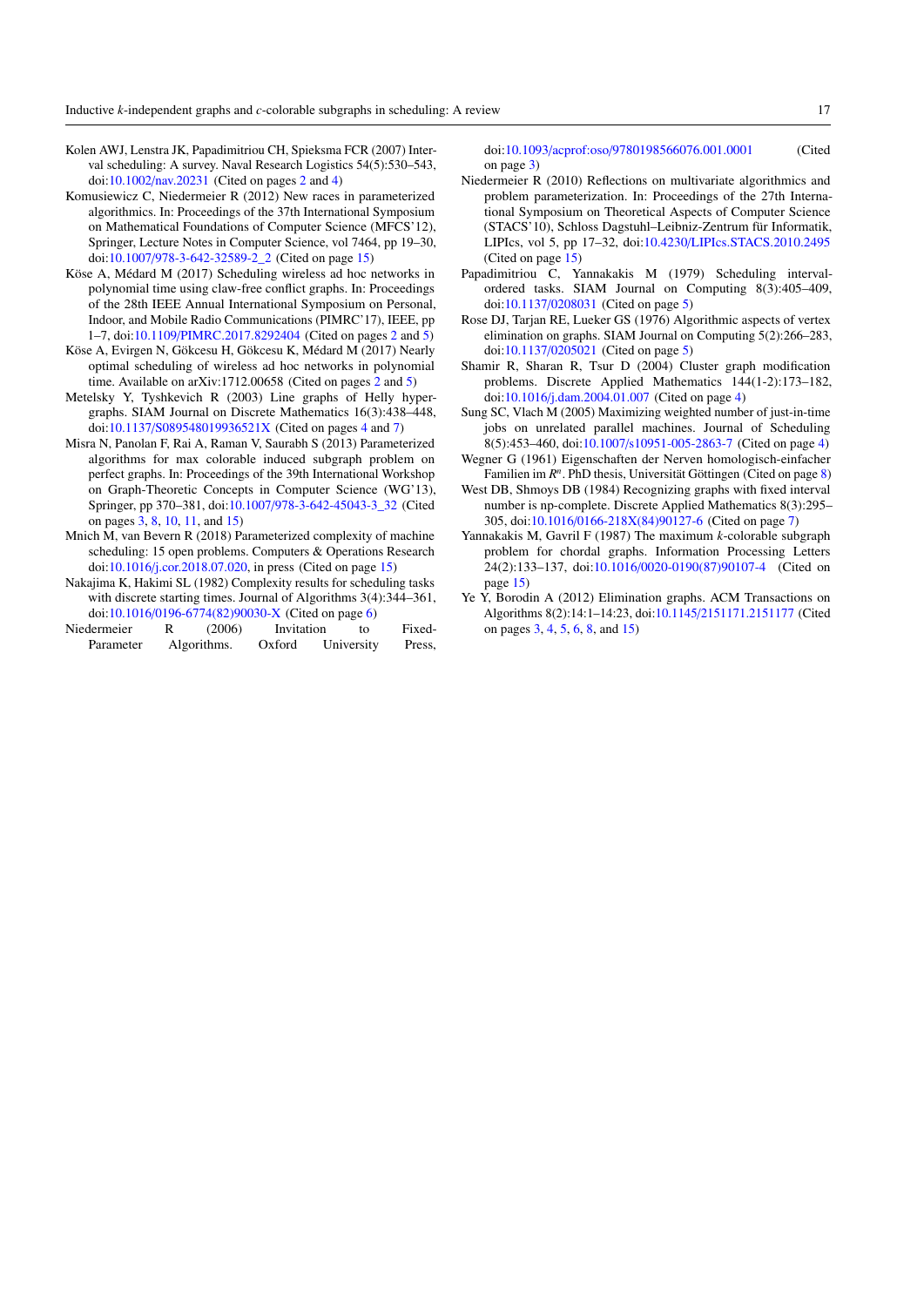Kolen AWJ, Lenstra JK, Papadimitriou CH, Spieksma FCR (2007) Interval scheduling: A survey. Naval Research Logistics 54(5):530–543, doi:10.1002/nav.20231 (Cited on pages 2 and 4)

Komusiewicz C, Niedermeier R (2012) New races in parameterized algorithmics. In: Proceedings of the 37th International Symposium on Mathematical Foundations of Computer Science (MFCS'12), Springer, Lecture Notes in Computer Science, vol 7464, pp 19–30, doi:10.1007/978-3-642-32589-2_2 (Cited on page 15)

Köse A, Médard M (2017) Scheduling wireless ad hoc networks in polynomial time using claw-free conflict graphs. In: Proceedings of the 28th IEEE Annual International Symposium on Personal, Indoor, and Mobile Radio Communications (PIMRC'17), IEEE, pp 1–7, doi:10.1109/PIMRC.2017.8292404 (Cited on pages 2 and 5)

Köse A, Evirgen N, Gökcesu H, Gökcesu K, Médard M (2017) Nearly optimal scheduling of wireless ad hoc networks in polynomial time. Available on arXiv:1712.00658 (Cited on pages 2 and 5)

Metelsky Y, Tyshkevich R (2003) Line graphs of Helly hypergraphs. SIAM Journal on Discrete Mathematics 16(3):438–448, doi:10.1137/S089548019936521X (Cited on pages 4 and 7)

Misra N, Panolan F, Rai A, Raman V, Saurabh S (2013) Parameterized algorithms for max colorable induced subgraph problem on perfect graphs. In: Proceedings of the 39th International Workshop on Graph-Theoretic Concepts in Computer Science (WG'13), Springer, pp 370–381, doi:10.1007/978-3-642-45043-3_32 (Cited on pages 3, 8, 10, 11, and 15)

Mnich M, van Bevern R (2018) Parameterized complexity of machine scheduling: 15 open problems. Computers & Operations Research doi:10.1016/j.cor.2018.07.020, in press (Cited on page 15)

Nakajima K, Hakimi SL (1982) Complexity results for scheduling tasks with discrete starting times. Journal of Algorithms 3(4):344–361, doi:10.1016/0196-6774(82)90030-X (Cited on page 6)

Niedermeier R (2006) Invitation to Fixed-Parameter Algorithms. Oxford University Press, doi:10.1093/acprof:oso/9780198566076.001.0001 (Cited on page 3)

Niedermeier R (2010) Reflections on multivariate algorithmics and problem parameterization. In: Proceedings of the 27th International Symposium on Theoretical Aspects of Computer Science (STACS'10), Schloss Dagstuhl–Leibniz-Zentrum für Informatik, LIPIcs, vol 5, pp 17–32, doi:10.4230/LIPIcs.STACS.2010.2495 (Cited on page 15)

Papadimitriou C, Yannakakis M (1979) Scheduling interval-ordered tasks. SIAM Journal on Computing 8(3):405–409, doi:10.1137/0208031 (Cited on page 5)

Rose DJ, Tarjan RE, Lueker GS (1976) Algorithmic aspects of vertex elimination on graphs. SIAM Journal on Computing 5(2):266–283, doi:10.1137/0205021 (Cited on page 5)

Shamir R, Sharan R, Tsur D (2004) Cluster graph modification problems. Discrete Applied Mathematics 144(1-2):173–182, doi:10.1016/j.dam.2004.01.007 (Cited on page 4)

Sung SC, Vlach M (2005) Maximizing weighted number of just-in-time jobs on unrelated parallel machines. Journal of Scheduling 8(5):453–460, doi:10.1007/s10951-005-2863-7 (Cited on page 4)

Wegner G (1961) Eigenschaften der Nerven homologisch-einfacher Familien im $R^n$. PhD thesis, Universität Göttingen (Cited on page 8)

West DB, Shmoys DB (1984) Recognizing graphs with fixed interval number is np-complete. Discrete Applied Mathematics 8(3):295–305, doi:10.1016/0166-218X(84)90127-6 (Cited on page 7)

Yannakakis M, Gavril F (1987) The maximum $k$-colorable subgraph problem for chordal graphs. Information Processing Letters 24(2):133–137, doi:10.1016/0020-0190(87)90107-4 (Cited on page 15)

Ye Y, Borodin A (2012) Elimination graphs. ACM Transactions on Algorithms 8(2):14:1–14:23, doi:10.1145/2151171.2151177 (Cited on pages 3, 4, 5, 6, 8, and 15)